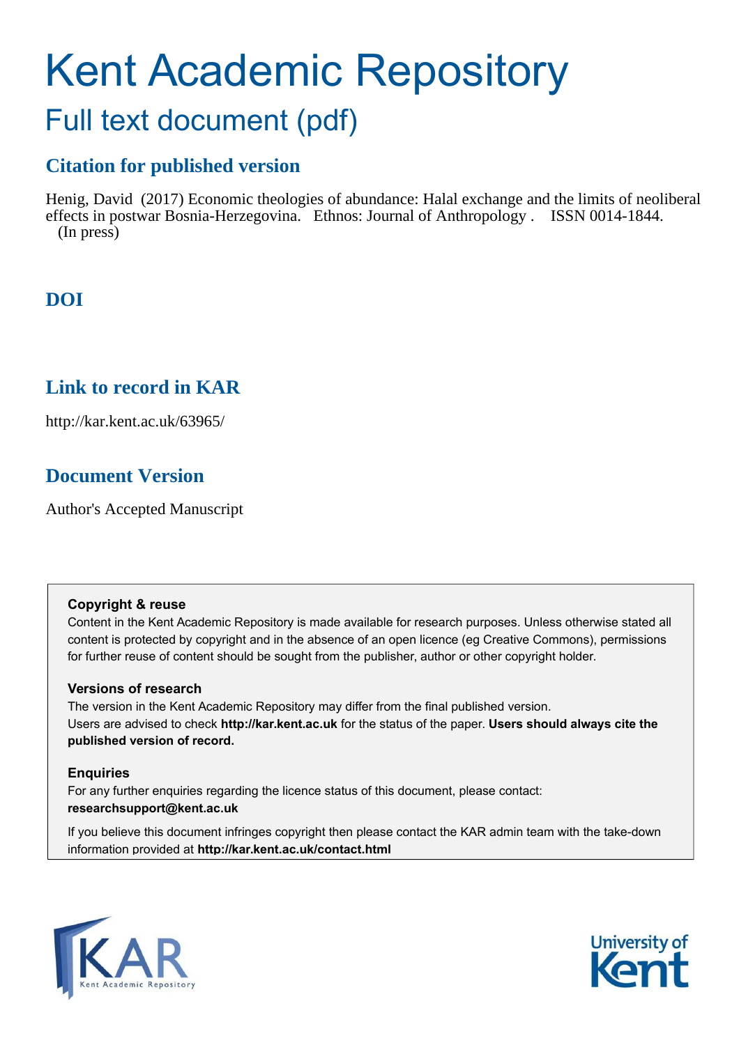# Kent Academic Repository

## Full text document (pdf)

### Citation for published version

Henig, David (2017) Economic theologies of abundance: Halal exchange and the limits of neoliberal effects in postwar Bosnia-Herzegovina. Ethnos: Journal of Anthropology . ISSN 0014-1844. (In press)

### DOI

### Link to record in KAR

http://kar.kent.ac.uk/63965/

### Document Version

Author's Accepted Manuscript

**Copyright & reuse**

Content in the Kent Academic Repository is made available for research purposes. Unless otherwise stated all content is protected by copyright and in the absence of an open licence (eg Creative Commons), permissions for further reuse of content should be sought from the publisher, author or other copyright holder.

**Versions of research**

The version in the Kent Academic Repository may differ from the final published version.
Users are advised to check **http://kar.kent.ac.uk** for the status of the paper. **Users should always cite the published version of record.**

**Enquiries**

For any further enquiries regarding the licence status of this document, please contact:
**researchsupport@kent.ac.uk**

If you believe this document infringes copyright then please contact the KAR admin team with the take-down information provided at **http://kar.kent.ac.uk/contact.html**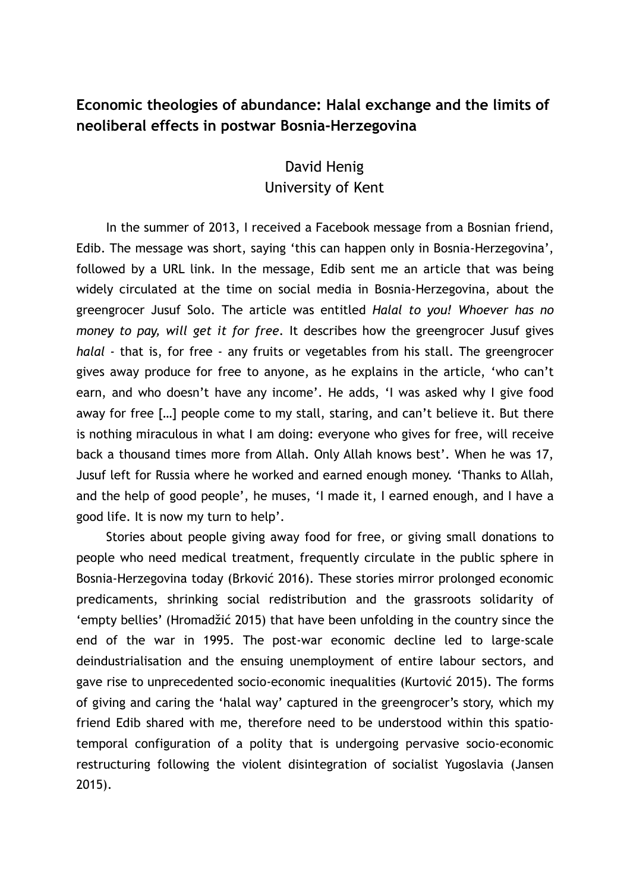# Economic theologies of abundance: Halal exchange and the limits of neoliberal effects in postwar Bosnia-Herzegovina

David Henig
University of Kent

In the summer of 2013, I received a Facebook message from a Bosnian friend, Edib. The message was short, saying 'this can happen only in Bosnia-Herzegovina', followed by a URL link. In the message, Edib sent me an article that was being widely circulated at the time on social media in Bosnia-Herzegovina, about the greengrocer Jusuf Solo. The article was entitled *Halal to you! Whoever has no money to pay, will get it for free*. It describes how the greengrocer Jusuf gives *halal* - that is, for free - any fruits or vegetables from his stall. The greengrocer gives away produce for free to anyone, as he explains in the article, 'who can't earn, and who doesn't have any income'. He adds, 'I was asked why I give food away for free […] people come to my stall, staring, and can't believe it. But there is nothing miraculous in what I am doing: everyone who gives for free, will receive back a thousand times more from Allah. Only Allah knows best'. When he was 17, Jusuf left for Russia where he worked and earned enough money. 'Thanks to Allah, and the help of good people', he muses, 'I made it, I earned enough, and I have a good life. It is now my turn to help'.

Stories about people giving away food for free, or giving small donations to people who need medical treatment, frequently circulate in the public sphere in Bosnia-Herzegovina today (Brković 2016). These stories mirror prolonged economic predicaments, shrinking social redistribution and the grassroots solidarity of 'empty bellies' (Hromadžić 2015) that have been unfolding in the country since the end of the war in 1995. The post-war economic decline led to large-scale deindustrialisation and the ensuing unemployment of entire labour sectors, and gave rise to unprecedented socio-economic inequalities (Kurtović 2015). The forms of giving and caring the 'halal way' captured in the greengrocer's story, which my friend Edib shared with me, therefore need to be understood within this spatio-temporal configuration of a polity that is undergoing pervasive socio-economic restructuring following the violent disintegration of socialist Yugoslavia (Jansen 2015).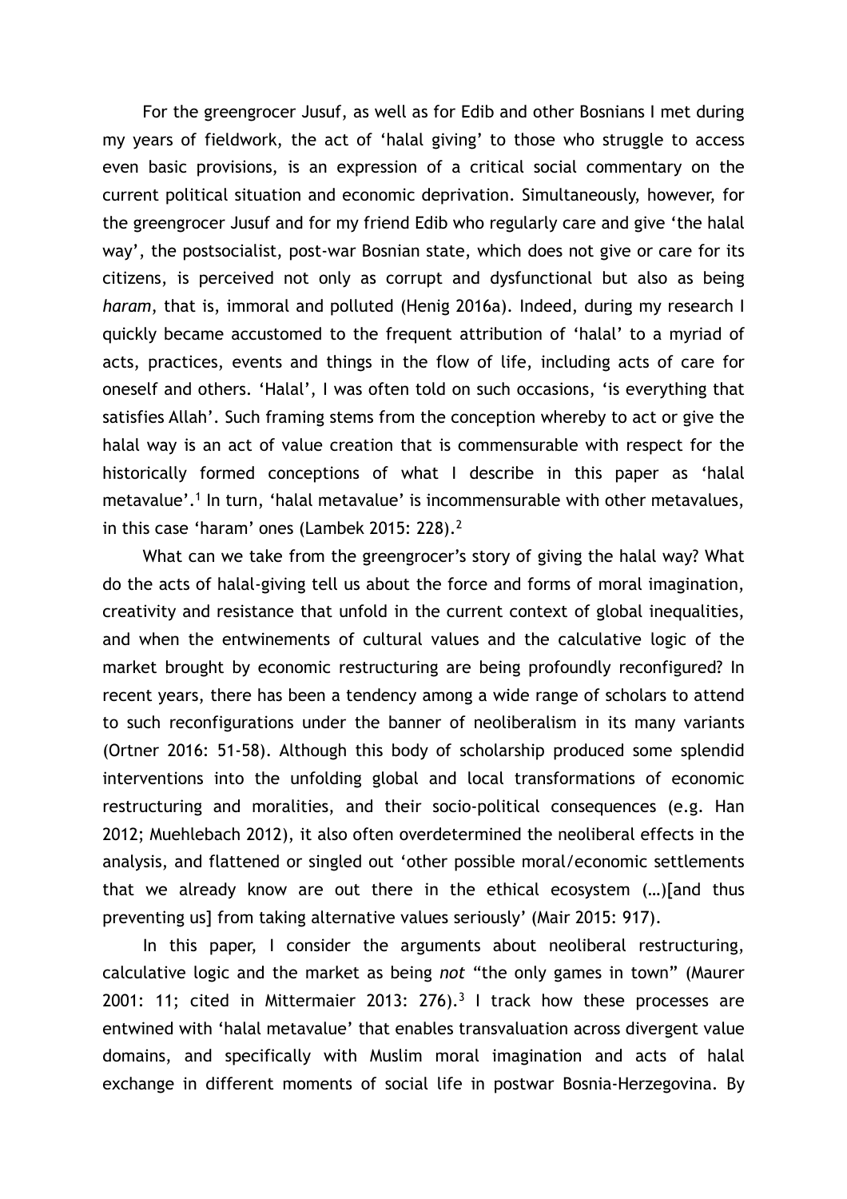For the greengrocer Jusuf, as well as for Edib and other Bosnians I met during my years of fieldwork, the act of 'halal giving' to those who struggle to access even basic provisions, is an expression of a critical social commentary on the current political situation and economic deprivation. Simultaneously, however, for the greengrocer Jusuf and for my friend Edib who regularly care and give 'the halal way', the postsocialist, post-war Bosnian state, which does not give or care for its citizens, is perceived not only as corrupt and dysfunctional but also as being *haram*, that is, immoral and polluted (Henig 2016a). Indeed, during my research I quickly became accustomed to the frequent attribution of 'halal' to a myriad of acts, practices, events and things in the flow of life, including acts of care for oneself and others. 'Halal', I was often told on such occasions, 'is everything that satisfies Allah'. Such framing stems from the conception whereby to act or give the halal way is an act of value creation that is commensurable with respect for the historically formed conceptions of what I describe in this paper as 'halal metavalue'.[1] In turn, 'halal metavalue' is incommensurable with other metavalues, in this case 'haram' ones (Lambek 2015: 228).[2]

What can we take from the greengrocer's story of giving the halal way? What do the acts of halal-giving tell us about the force and forms of moral imagination, creativity and resistance that unfold in the current context of global inequalities, and when the entwinements of cultural values and the calculative logic of the market brought by economic restructuring are being profoundly reconfigured? In recent years, there has been a tendency among a wide range of scholars to attend to such reconfigurations under the banner of neoliberalism in its many variants (Ortner 2016: 51-58). Although this body of scholarship produced some splendid interventions into the unfolding global and local transformations of economic restructuring and moralities, and their socio-political consequences (e.g. Han 2012; Muehlebach 2012), it also often overdetermined the neoliberal effects in the analysis, and flattened or singled out 'other possible moral/economic settlements that we already know are out there in the ethical ecosystem (…)[and thus preventing us] from taking alternative values seriously' (Mair 2015: 917).

In this paper, I consider the arguments about neoliberal restructuring, calculative logic and the market as being *not* "the only games in town" (Maurer 2001: 11; cited in Mittermaier 2013: 276).[3] I track how these processes are entwined with 'halal metavalue' that enables transvaluation across divergent value domains, and specifically with Muslim moral imagination and acts of halal exchange in different moments of social life in postwar Bosnia-Herzegovina. By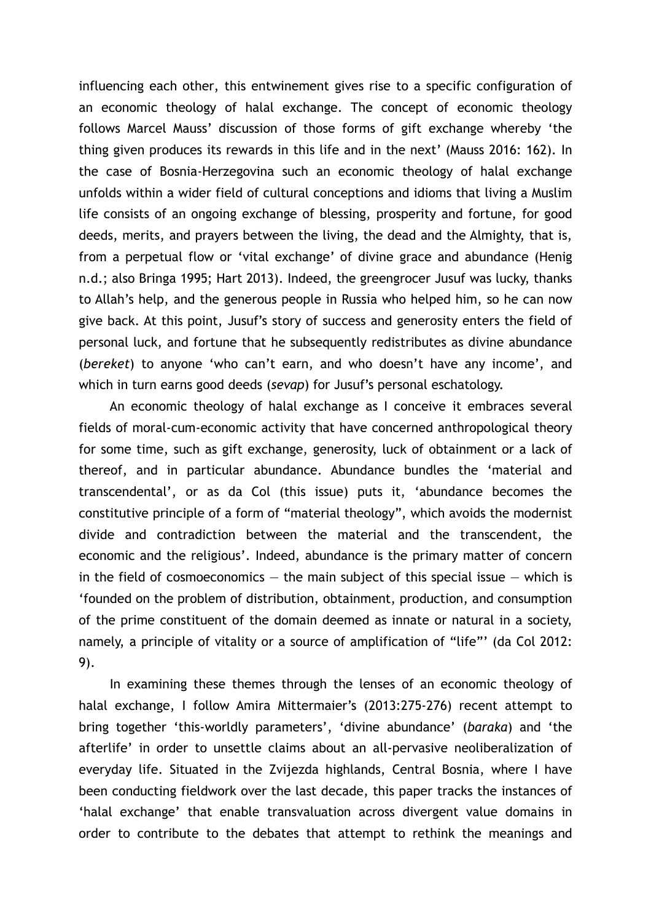influencing each other, this entwinement gives rise to a specific configuration of an economic theology of halal exchange. The concept of economic theology follows Marcel Mauss' discussion of those forms of gift exchange whereby 'the thing given produces its rewards in this life and in the next' (Mauss 2016: 162). In the case of Bosnia-Herzegovina such an economic theology of halal exchange unfolds within a wider field of cultural conceptions and idioms that living a Muslim life consists of an ongoing exchange of blessing, prosperity and fortune, for good deeds, merits, and prayers between the living, the dead and the Almighty, that is, from a perpetual flow or 'vital exchange' of divine grace and abundance (Henig n.d.; also Bringa 1995; Hart 2013). Indeed, the greengrocer Jusuf was lucky, thanks to Allah's help, and the generous people in Russia who helped him, so he can now give back. At this point, Jusuf's story of success and generosity enters the field of personal luck, and fortune that he subsequently redistributes as divine abundance (*bereket*) to anyone 'who can't earn, and who doesn't have any income', and which in turn earns good deeds (*sevap*) for Jusuf's personal eschatology.

An economic theology of halal exchange as I conceive it embraces several fields of moral-cum-economic activity that have concerned anthropological theory for some time, such as gift exchange, generosity, luck of obtainment or a lack of thereof, and in particular abundance. Abundance bundles the 'material and transcendental', or as da Col (this issue) puts it, 'abundance becomes the constitutive principle of a form of "material theology", which avoids the modernist divide and contradiction between the material and the transcendent, the economic and the religious'. Indeed, abundance is the primary matter of concern in the field of cosmoeconomics — the main subject of this special issue — which is 'founded on the problem of distribution, obtainment, production, and consumption of the prime constituent of the domain deemed as innate or natural in a society, namely, a principle of vitality or a source of amplification of "life"' (da Col 2012: 9).

In examining these themes through the lenses of an economic theology of halal exchange, I follow Amira Mittermaier's (2013:275-276) recent attempt to bring together 'this-worldly parameters', 'divine abundance' (*baraka*) and 'the afterlife' in order to unsettle claims about an all-pervasive neoliberalization of everyday life. Situated in the Zvijezda highlands, Central Bosnia, where I have been conducting fieldwork over the last decade, this paper tracks the instances of 'halal exchange' that enable transvaluation across divergent value domains in order to contribute to the debates that attempt to rethink the meanings and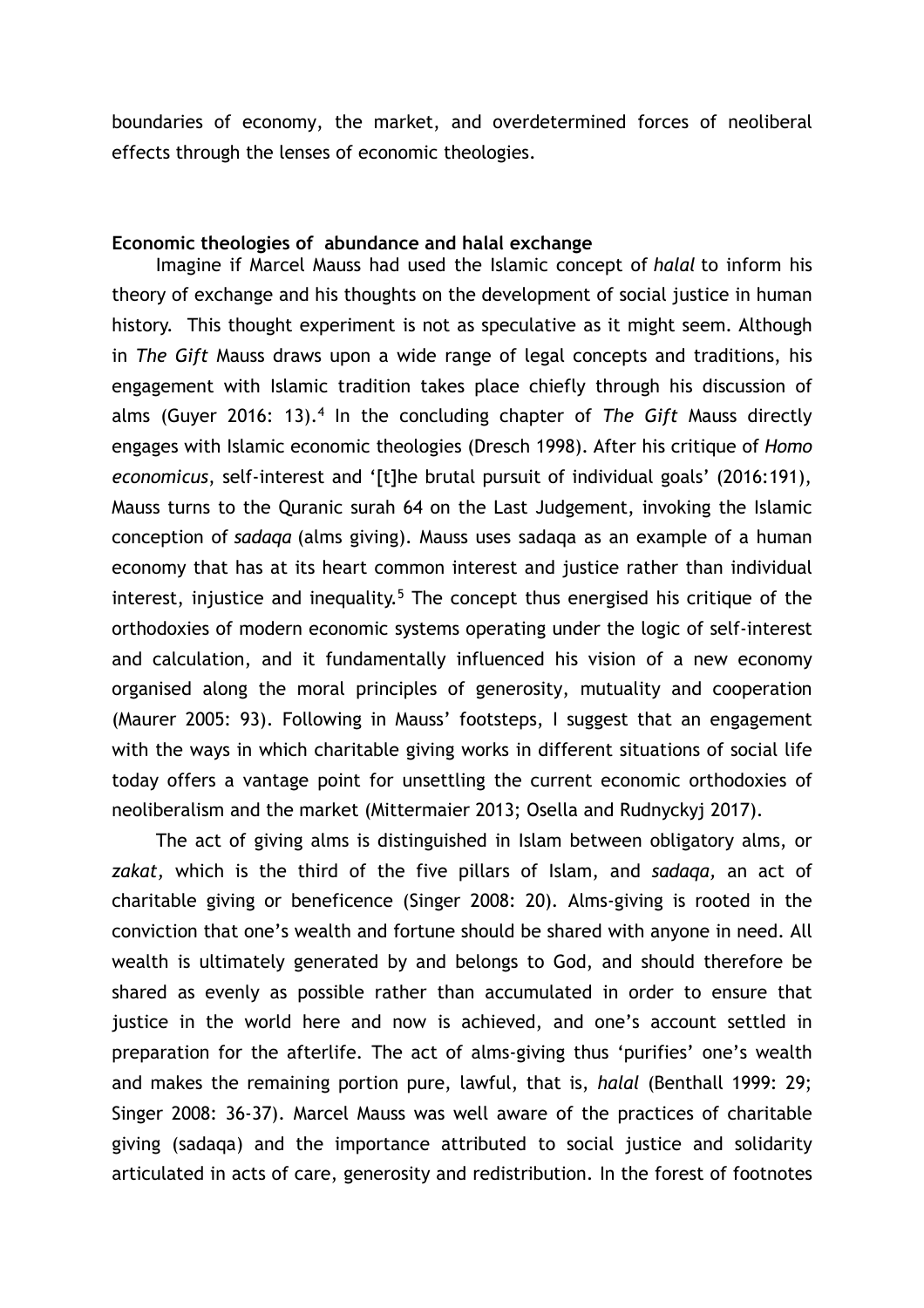boundaries of economy, the market, and overdetermined forces of neoliberal effects through the lenses of economic theologies.

## Economic theologies of abundance and halal exchange

Imagine if Marcel Mauss had used the Islamic concept of *halal* to inform his theory of exchange and his thoughts on the development of social justice in human history. This thought experiment is not as speculative as it might seem. Although in *The Gift* Mauss draws upon a wide range of legal concepts and traditions, his engagement with Islamic tradition takes place chiefly through his discussion of alms (Guyer 2016: 13).[4] In the concluding chapter of *The Gift* Mauss directly engages with Islamic economic theologies (Dresch 1998). After his critique of *Homo economicus*, self-interest and '[t]he brutal pursuit of individual goals' (2016:191), Mauss turns to the Quranic surah 64 on the Last Judgement, invoking the Islamic conception of *sadaqa* (alms giving). Mauss uses sadaqa as an example of a human economy that has at its heart common interest and justice rather than individual interest, injustice and inequality.[5] The concept thus energised his critique of the orthodoxies of modern economic systems operating under the logic of self-interest and calculation, and it fundamentally influenced his vision of a new economy organised along the moral principles of generosity, mutuality and cooperation (Maurer 2005: 93). Following in Mauss' footsteps, I suggest that an engagement with the ways in which charitable giving works in different situations of social life today offers a vantage point for unsettling the current economic orthodoxies of neoliberalism and the market (Mittermaier 2013; Osella and Rudnyckyj 2017).

The act of giving alms is distinguished in Islam between obligatory alms, or *zakat,* which is the third of the five pillars of Islam, and *sadaqa,* an act of charitable giving or beneficence (Singer 2008: 20). Alms-giving is rooted in the conviction that one's wealth and fortune should be shared with anyone in need. All wealth is ultimately generated by and belongs to God, and should therefore be shared as evenly as possible rather than accumulated in order to ensure that justice in the world here and now is achieved, and one's account settled in preparation for the afterlife. The act of alms-giving thus 'purifies' one's wealth and makes the remaining portion pure, lawful, that is, *halal* (Benthall 1999: 29; Singer 2008: 36-37). Marcel Mauss was well aware of the practices of charitable giving (sadaqa) and the importance attributed to social justice and solidarity articulated in acts of care, generosity and redistribution. In the forest of footnotes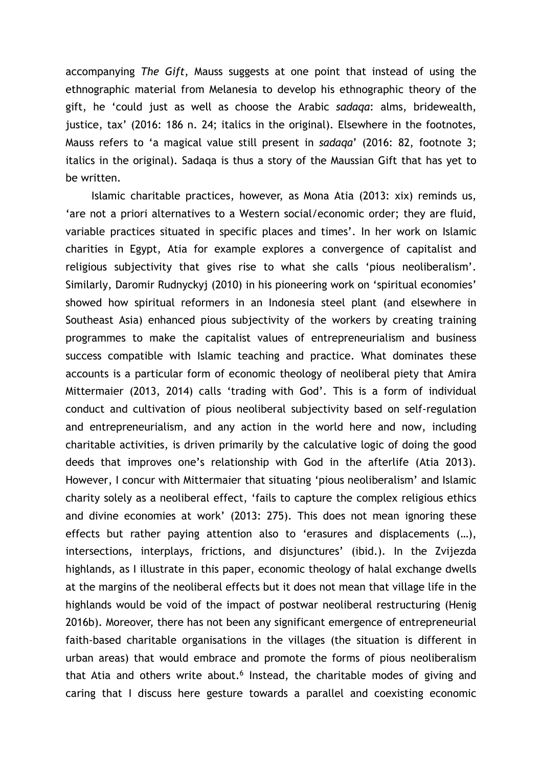accompanying *The Gift*, Mauss suggests at one point that instead of using the ethnographic material from Melanesia to develop his ethnographic theory of the gift, he 'could just as well as choose the Arabic *sadaqa*: alms, bridewealth, justice, tax' (2016: 186 n. 24; italics in the original). Elsewhere in the footnotes, Mauss refers to 'a magical value still present in *sadaqa*' (2016: 82, footnote 3; italics in the original). Sadaqa is thus a story of the Maussian Gift that has yet to be written.

Islamic charitable practices, however, as Mona Atia (2013: xix) reminds us, 'are not a priori alternatives to a Western social/economic order; they are fluid, variable practices situated in specific places and times'. In her work on Islamic charities in Egypt, Atia for example explores a convergence of capitalist and religious subjectivity that gives rise to what she calls 'pious neoliberalism'. Similarly, Daromir Rudnyckyj (2010) in his pioneering work on 'spiritual economies' showed how spiritual reformers in an Indonesia steel plant (and elsewhere in Southeast Asia) enhanced pious subjectivity of the workers by creating training programmes to make the capitalist values of entrepreneurialism and business success compatible with Islamic teaching and practice. What dominates these accounts is a particular form of economic theology of neoliberal piety that Amira Mittermaier (2013, 2014) calls 'trading with God'. This is a form of individual conduct and cultivation of pious neoliberal subjectivity based on self-regulation and entrepreneurialism, and any action in the world here and now, including charitable activities, is driven primarily by the calculative logic of doing the good deeds that improves one's relationship with God in the afterlife (Atia 2013). However, I concur with Mittermaier that situating 'pious neoliberalism' and Islamic charity solely as a neoliberal effect, 'fails to capture the complex religious ethics and divine economies at work' (2013: 275). This does not mean ignoring these effects but rather paying attention also to 'erasures and displacements (…), intersections, interplays, frictions, and disjunctures' (ibid.). In the Zvijezda highlands, as I illustrate in this paper, economic theology of halal exchange dwells at the margins of the neoliberal effects but it does not mean that village life in the highlands would be void of the impact of postwar neoliberal restructuring (Henig 2016b). Moreover, there has not been any significant emergence of entrepreneurial faith-based charitable organisations in the villages (the situation is different in urban areas) that would embrace and promote the forms of pious neoliberalism that Atia and others write about.[6] Instead, the charitable modes of giving and caring that I discuss here gesture towards a parallel and coexisting economic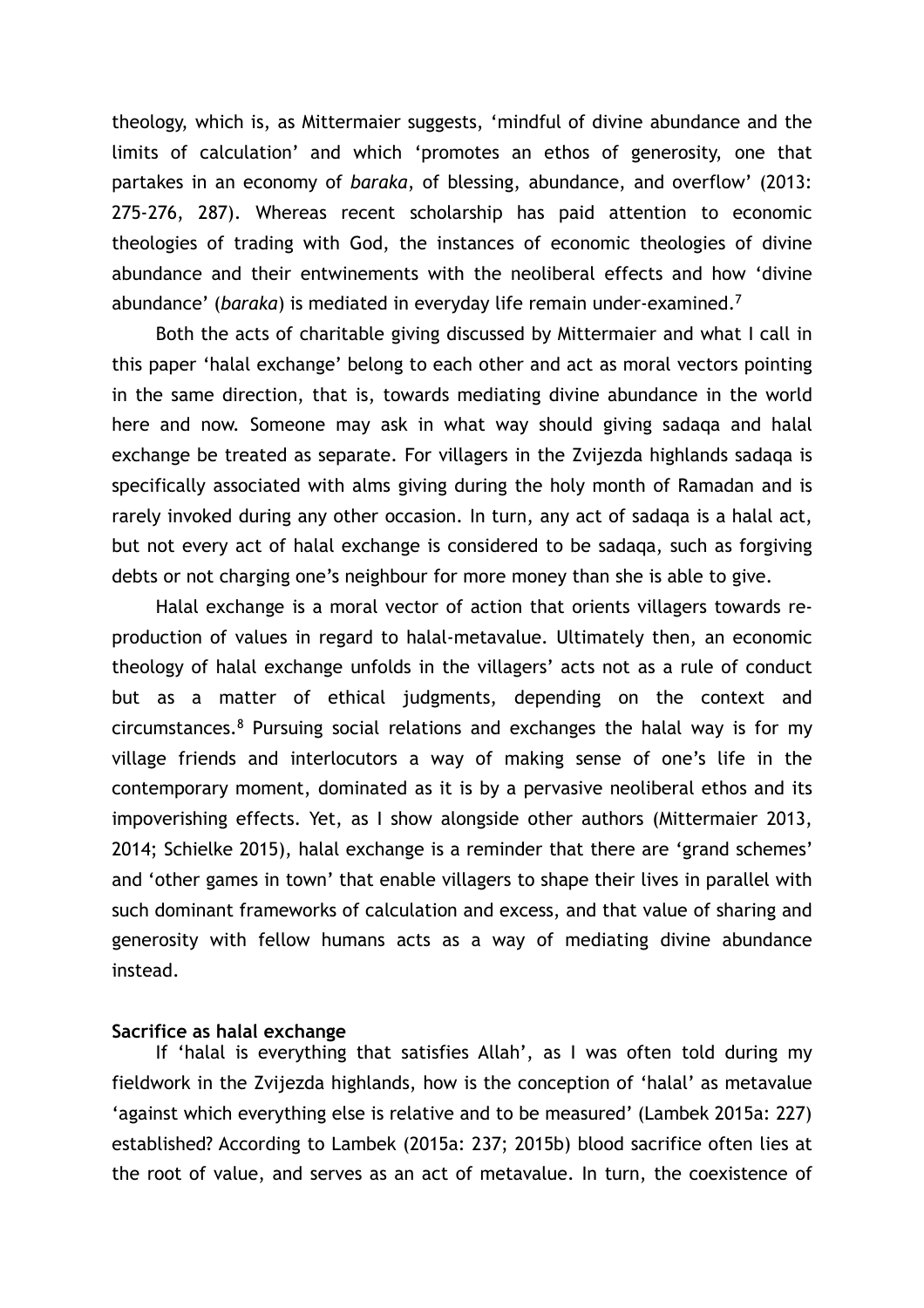theology, which is, as Mittermaier suggests, 'mindful of divine abundance and the limits of calculation' and which 'promotes an ethos of generosity, one that partakes in an economy of *baraka*, of blessing, abundance, and overflow' (2013: 275-276, 287). Whereas recent scholarship has paid attention to economic theologies of trading with God, the instances of economic theologies of divine abundance and their entwinements with the neoliberal effects and how 'divine abundance' (*baraka*) is mediated in everyday life remain under-examined.[7]

Both the acts of charitable giving discussed by Mittermaier and what I call in this paper 'halal exchange' belong to each other and act as moral vectors pointing in the same direction, that is, towards mediating divine abundance in the world here and now. Someone may ask in what way should giving sadaqa and halal exchange be treated as separate. For villagers in the Zvijezda highlands sadaqa is specifically associated with alms giving during the holy month of Ramadan and is rarely invoked during any other occasion. In turn, any act of sadaqa is a halal act, but not every act of halal exchange is considered to be sadaqa, such as forgiving debts or not charging one's neighbour for more money than she is able to give.

Halal exchange is a moral vector of action that orients villagers towards re-production of values in regard to halal-metavalue. Ultimately then, an economic theology of halal exchange unfolds in the villagers' acts not as a rule of conduct but as a matter of ethical judgments, depending on the context and circumstances.[8] Pursuing social relations and exchanges the halal way is for my village friends and interlocutors a way of making sense of one's life in the contemporary moment, dominated as it is by a pervasive neoliberal ethos and its impoverishing effects. Yet, as I show alongside other authors (Mittermaier 2013, 2014; Schielke 2015), halal exchange is a reminder that there are 'grand schemes' and 'other games in town' that enable villagers to shape their lives in parallel with such dominant frameworks of calculation and excess, and that value of sharing and generosity with fellow humans acts as a way of mediating divine abundance instead.

**Sacrifice as halal exchange**

If 'halal is everything that satisfies Allah', as I was often told during my fieldwork in the Zvijezda highlands, how is the conception of 'halal' as metavalue 'against which everything else is relative and to be measured' (Lambek 2015a: 227) established? According to Lambek (2015a: 237; 2015b) blood sacrifice often lies at the root of value, and serves as an act of metavalue. In turn, the coexistence of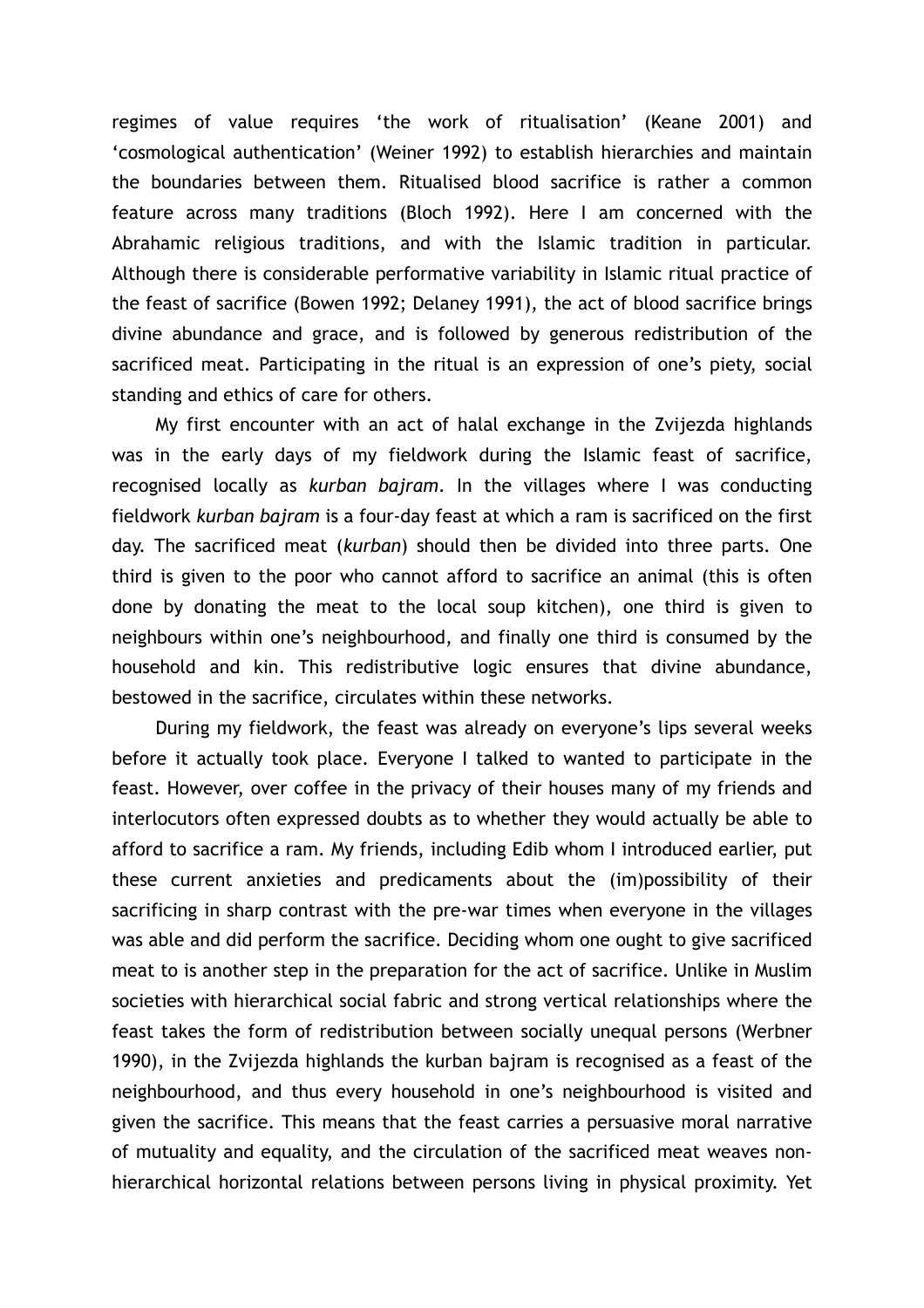regimes of value requires 'the work of ritualisation' (Keane 2001) and 'cosmological authentication' (Weiner 1992) to establish hierarchies and maintain the boundaries between them. Ritualised blood sacrifice is rather a common feature across many traditions (Bloch 1992). Here I am concerned with the Abrahamic religious traditions, and with the Islamic tradition in particular. Although there is considerable performative variability in Islamic ritual practice of the feast of sacrifice (Bowen 1992; Delaney 1991), the act of blood sacrifice brings divine abundance and grace, and is followed by generous redistribution of the sacrificed meat. Participating in the ritual is an expression of one's piety, social standing and ethics of care for others.

My first encounter with an act of halal exchange in the Zvijezda highlands was in the early days of my fieldwork during the Islamic feast of sacrifice, recognised locally as *kurban bajram*. In the villages where I was conducting fieldwork *kurban bajram* is a four-day feast at which a ram is sacrificed on the first day. The sacrificed meat (*kurban*) should then be divided into three parts. One third is given to the poor who cannot afford to sacrifice an animal (this is often done by donating the meat to the local soup kitchen), one third is given to neighbours within one's neighbourhood, and finally one third is consumed by the household and kin. This redistributive logic ensures that divine abundance, bestowed in the sacrifice, circulates within these networks.

During my fieldwork, the feast was already on everyone's lips several weeks before it actually took place. Everyone I talked to wanted to participate in the feast. However, over coffee in the privacy of their houses many of my friends and interlocutors often expressed doubts as to whether they would actually be able to afford to sacrifice a ram. My friends, including Edib whom I introduced earlier, put these current anxieties and predicaments about the (im)possibility of their sacrificing in sharp contrast with the pre-war times when everyone in the villages was able and did perform the sacrifice. Deciding whom one ought to give sacrificed meat to is another step in the preparation for the act of sacrifice. Unlike in Muslim societies with hierarchical social fabric and strong vertical relationships where the feast takes the form of redistribution between socially unequal persons (Werbner 1990), in the Zvijezda highlands the kurban bajram is recognised as a feast of the neighbourhood, and thus every household in one's neighbourhood is visited and given the sacrifice. This means that the feast carries a persuasive moral narrative of mutuality and equality, and the circulation of the sacrificed meat weaves non-hierarchical horizontal relations between persons living in physical proximity. Yet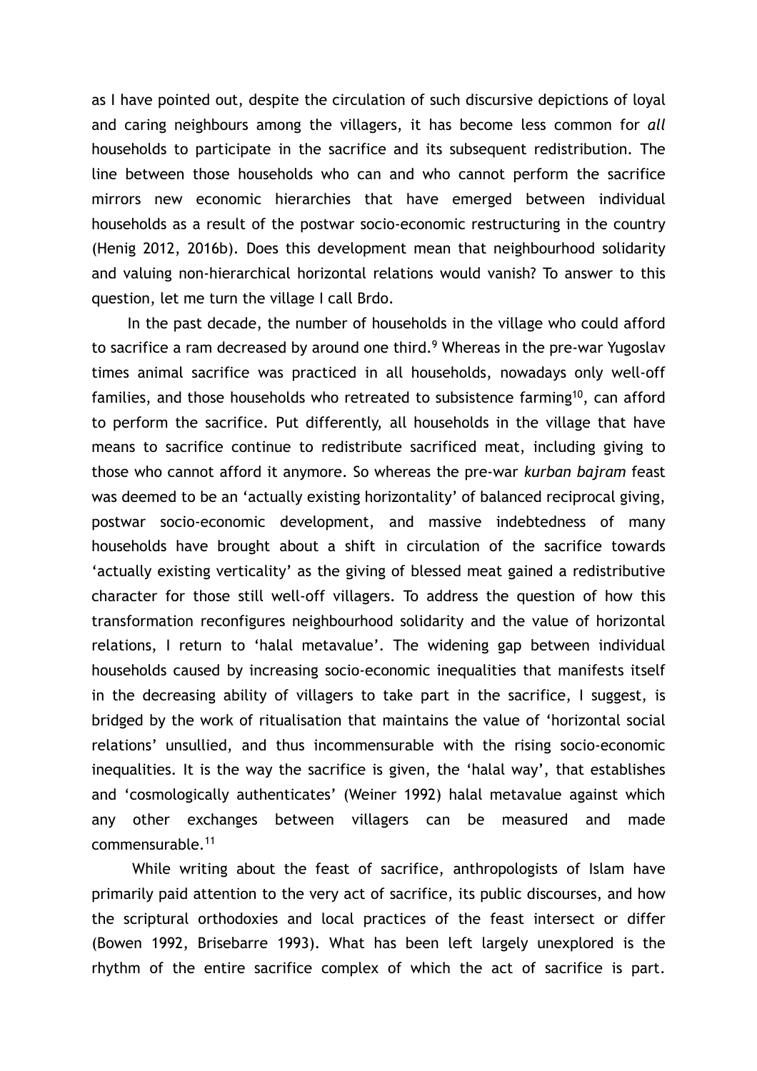as I have pointed out, despite the circulation of such discursive depictions of loyal and caring neighbours among the villagers, it has become less common for *all* households to participate in the sacrifice and its subsequent redistribution. The line between those households who can and who cannot perform the sacrifice mirrors new economic hierarchies that have emerged between individual households as a result of the postwar socio-economic restructuring in the country (Henig 2012, 2016b). Does this development mean that neighbourhood solidarity and valuing non-hierarchical horizontal relations would vanish? To answer to this question, let me turn the village I call Brdo.

In the past decade, the number of households in the village who could afford to sacrifice a ram decreased by around one third.[9] Whereas in the pre-war Yugoslav times animal sacrifice was practiced in all households, nowadays only well-off families, and those households who retreated to subsistence farming[10], can afford to perform the sacrifice. Put differently, all households in the village that have means to sacrifice continue to redistribute sacrificed meat, including giving to those who cannot afford it anymore. So whereas the pre-war *kurban bajram* feast was deemed to be an 'actually existing horizontality' of balanced reciprocal giving, postwar socio-economic development, and massive indebtedness of many households have brought about a shift in circulation of the sacrifice towards 'actually existing verticality' as the giving of blessed meat gained a redistributive character for those still well-off villagers. To address the question of how this transformation reconfigures neighbourhood solidarity and the value of horizontal relations, I return to 'halal metavalue'. The widening gap between individual households caused by increasing socio-economic inequalities that manifests itself in the decreasing ability of villagers to take part in the sacrifice, I suggest, is bridged by the work of ritualisation that maintains the value of 'horizontal social relations' unsullied, and thus incommensurable with the rising socio-economic inequalities. It is the way the sacrifice is given, the 'halal way', that establishes and 'cosmologically authenticates' (Weiner 1992) halal metavalue against which any other exchanges between villagers can be measured and made commensurable.[11]

While writing about the feast of sacrifice, anthropologists of Islam have primarily paid attention to the very act of sacrifice, its public discourses, and how the scriptural orthodoxies and local practices of the feast intersect or differ (Bowen 1992, Brisebarre 1993). What has been left largely unexplored is the rhythm of the entire sacrifice complex of which the act of sacrifice is part.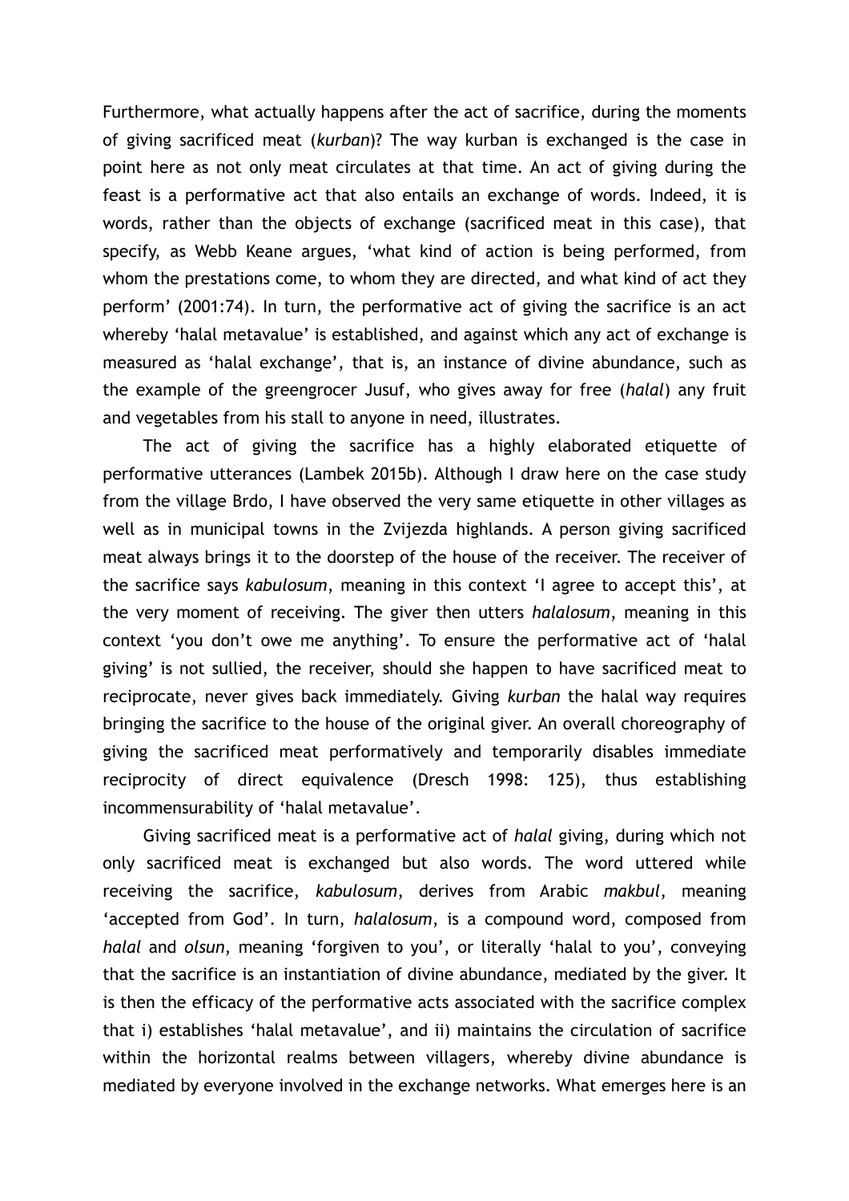Furthermore, what actually happens after the act of sacrifice, during the moments of giving sacrificed meat (*kurban*)? The way kurban is exchanged is the case in point here as not only meat circulates at that time. An act of giving during the feast is a performative act that also entails an exchange of words. Indeed, it is words, rather than the objects of exchange (sacrificed meat in this case), that specify, as Webb Keane argues, 'what kind of action is being performed, from whom the prestations come, to whom they are directed, and what kind of act they perform' (2001:74). In turn, the performative act of giving the sacrifice is an act whereby 'halal metavalue' is established, and against which any act of exchange is measured as 'halal exchange', that is, an instance of divine abundance, such as the example of the greengrocer Jusuf, who gives away for free (*halal*) any fruit and vegetables from his stall to anyone in need, illustrates.

The act of giving the sacrifice has a highly elaborated etiquette of performative utterances (Lambek 2015b). Although I draw here on the case study from the village Brdo, I have observed the very same etiquette in other villages as well as in municipal towns in the Zvijezda highlands. A person giving sacrificed meat always brings it to the doorstep of the house of the receiver. The receiver of the sacrifice says *kabulosum*, meaning in this context 'I agree to accept this', at the very moment of receiving. The giver then utters *halalosum*, meaning in this context 'you don't owe me anything'. To ensure the performative act of 'halal giving' is not sullied, the receiver, should she happen to have sacrificed meat to reciprocate, never gives back immediately. Giving *kurban* the halal way requires bringing the sacrifice to the house of the original giver. An overall choreography of giving the sacrificed meat performatively and temporarily disables immediate reciprocity of direct equivalence (Dresch 1998: 125), thus establishing incommensurability of 'halal metavalue'.

Giving sacrificed meat is a performative act of *halal* giving, during which not only sacrificed meat is exchanged but also words. The word uttered while receiving the sacrifice, *kabulosum*, derives from Arabic *makbul*, meaning 'accepted from God'. In turn, *halalosum*, is a compound word, composed from *halal* and *olsun*, meaning 'forgiven to you', or literally 'halal to you', conveying that the sacrifice is an instantiation of divine abundance, mediated by the giver. It is then the efficacy of the performative acts associated with the sacrifice complex that i) establishes 'halal metavalue', and ii) maintains the circulation of sacrifice within the horizontal realms between villagers, whereby divine abundance is mediated by everyone involved in the exchange networks. What emerges here is an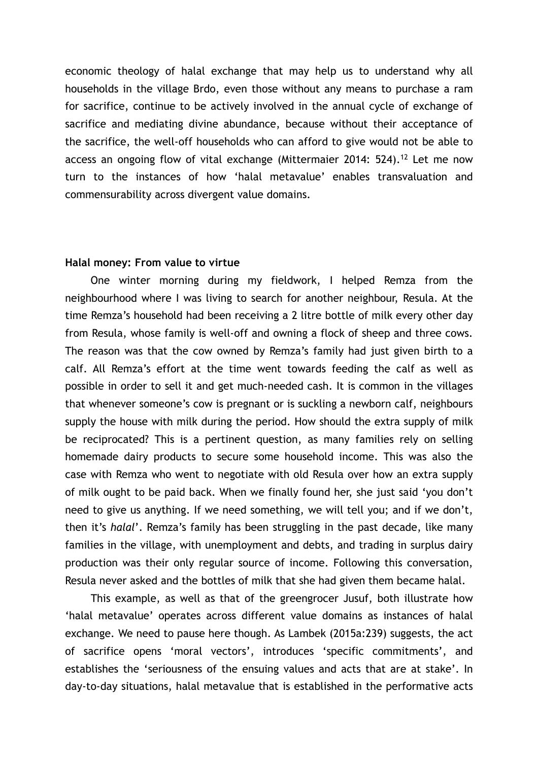economic theology of halal exchange that may help us to understand why all households in the village Brdo, even those without any means to purchase a ram for sacrifice, continue to be actively involved in the annual cycle of exchange of sacrifice and mediating divine abundance, because without their acceptance of the sacrifice, the well-off households who can afford to give would not be able to access an ongoing flow of vital exchange (Mittermaier 2014: 524).[12] Let me now turn to the instances of how 'halal metavalue' enables transvaluation and commensurability across divergent value domains.

**Halal money: From value to virtue**

One winter morning during my fieldwork, I helped Remza from the neighbourhood where I was living to search for another neighbour, Resula. At the time Remza's household had been receiving a 2 litre bottle of milk every other day from Resula, whose family is well-off and owning a flock of sheep and three cows. The reason was that the cow owned by Remza's family had just given birth to a calf. All Remza's effort at the time went towards feeding the calf as well as possible in order to sell it and get much-needed cash. It is common in the villages that whenever someone's cow is pregnant or is suckling a newborn calf, neighbours supply the house with milk during the period. How should the extra supply of milk be reciprocated? This is a pertinent question, as many families rely on selling homemade dairy products to secure some household income. This was also the case with Remza who went to negotiate with old Resula over how an extra supply of milk ought to be paid back. When we finally found her, she just said 'you don't need to give us anything. If we need something, we will tell you; and if we don't, then it's *halal*'. Remza's family has been struggling in the past decade, like many families in the village, with unemployment and debts, and trading in surplus dairy production was their only regular source of income. Following this conversation, Resula never asked and the bottles of milk that she had given them became halal.

This example, as well as that of the greengrocer Jusuf, both illustrate how 'halal metavalue' operates across different value domains as instances of halal exchange. We need to pause here though. As Lambek (2015a:239) suggests, the act of sacrifice opens 'moral vectors', introduces 'specific commitments', and establishes the 'seriousness of the ensuing values and acts that are at stake'. In day-to-day situations, halal metavalue that is established in the performative acts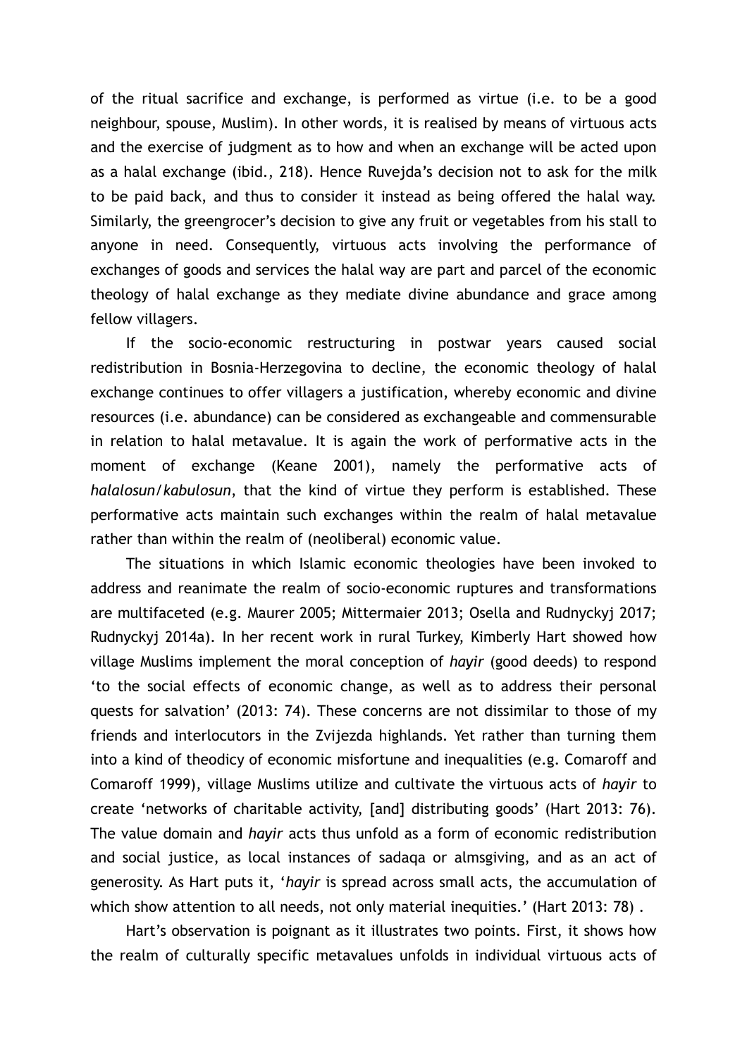of the ritual sacrifice and exchange, is performed as virtue (i.e. to be a good neighbour, spouse, Muslim). In other words, it is realised by means of virtuous acts and the exercise of judgment as to how and when an exchange will be acted upon as a halal exchange (ibid., 218). Hence Ruvejda's decision not to ask for the milk to be paid back, and thus to consider it instead as being offered the halal way. Similarly, the greengrocer's decision to give any fruit or vegetables from his stall to anyone in need. Consequently, virtuous acts involving the performance of exchanges of goods and services the halal way are part and parcel of the economic theology of halal exchange as they mediate divine abundance and grace among fellow villagers.

If the socio-economic restructuring in postwar years caused social redistribution in Bosnia-Herzegovina to decline, the economic theology of halal exchange continues to offer villagers a justification, whereby economic and divine resources (i.e. abundance) can be considered as exchangeable and commensurable in relation to halal metavalue. It is again the work of performative acts in the moment of exchange (Keane 2001), namely the performative acts of *halalosun/kabulosun*, that the kind of virtue they perform is established. These performative acts maintain such exchanges within the realm of halal metavalue rather than within the realm of (neoliberal) economic value.

The situations in which Islamic economic theologies have been invoked to address and reanimate the realm of socio-economic ruptures and transformations are multifaceted (e.g. Maurer 2005; Mittermaier 2013; Osella and Rudnyckyj 2017; Rudnyckyj 2014a). In her recent work in rural Turkey, Kimberly Hart showed how village Muslims implement the moral conception of *hayir* (good deeds) to respond 'to the social effects of economic change, as well as to address their personal quests for salvation' (2013: 74). These concerns are not dissimilar to those of my friends and interlocutors in the Zvijezda highlands. Yet rather than turning them into a kind of theodicy of economic misfortune and inequalities (e.g. Comaroff and Comaroff 1999), village Muslims utilize and cultivate the virtuous acts of *hayir* to create 'networks of charitable activity, [and] distributing goods' (Hart 2013: 76). The value domain and *hayir* acts thus unfold as a form of economic redistribution and social justice, as local instances of sadaqa or almsgiving, and as an act of generosity. As Hart puts it, '*hayir* is spread across small acts, the accumulation of which show attention to all needs, not only material inequities.' (Hart 2013: 78) .

Hart's observation is poignant as it illustrates two points. First, it shows how the realm of culturally specific metavalues unfolds in individual virtuous acts of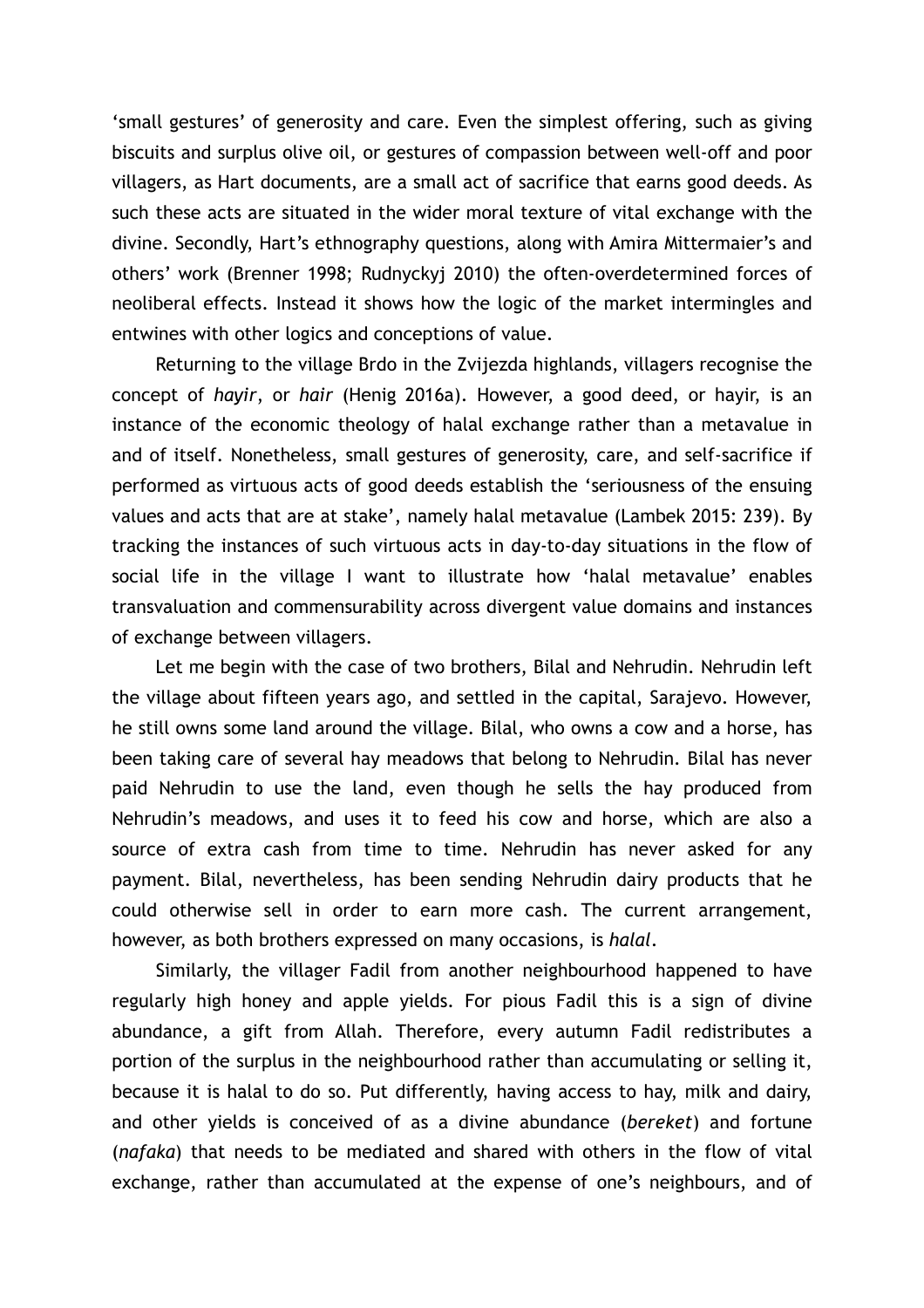'small gestures' of generosity and care. Even the simplest offering, such as giving biscuits and surplus olive oil, or gestures of compassion between well-off and poor villagers, as Hart documents, are a small act of sacrifice that earns good deeds. As such these acts are situated in the wider moral texture of vital exchange with the divine. Secondly, Hart's ethnography questions, along with Amira Mittermaier's and others' work (Brenner 1998; Rudnyckyj 2010) the often-overdetermined forces of neoliberal effects. Instead it shows how the logic of the market intermingles and entwines with other logics and conceptions of value.

Returning to the village Brdo in the Zvijezda highlands, villagers recognise the concept of *hayir*, or *hair* (Henig 2016a). However, a good deed, or hayir, is an instance of the economic theology of halal exchange rather than a metavalue in and of itself. Nonetheless, small gestures of generosity, care, and self-sacrifice if performed as virtuous acts of good deeds establish the 'seriousness of the ensuing values and acts that are at stake', namely halal metavalue (Lambek 2015: 239). By tracking the instances of such virtuous acts in day-to-day situations in the flow of social life in the village I want to illustrate how 'halal metavalue' enables transvaluation and commensurability across divergent value domains and instances of exchange between villagers.

Let me begin with the case of two brothers, Bilal and Nehrudin. Nehrudin left the village about fifteen years ago, and settled in the capital, Sarajevo. However, he still owns some land around the village. Bilal, who owns a cow and a horse, has been taking care of several hay meadows that belong to Nehrudin. Bilal has never paid Nehrudin to use the land, even though he sells the hay produced from Nehrudin's meadows, and uses it to feed his cow and horse, which are also a source of extra cash from time to time. Nehrudin has never asked for any payment. Bilal, nevertheless, has been sending Nehrudin dairy products that he could otherwise sell in order to earn more cash. The current arrangement, however, as both brothers expressed on many occasions, is *halal*.

Similarly, the villager Fadil from another neighbourhood happened to have regularly high honey and apple yields. For pious Fadil this is a sign of divine abundance, a gift from Allah. Therefore, every autumn Fadil redistributes a portion of the surplus in the neighbourhood rather than accumulating or selling it, because it is halal to do so. Put differently, having access to hay, milk and dairy, and other yields is conceived of as a divine abundance (*bereket*) and fortune (*nafaka*) that needs to be mediated and shared with others in the flow of vital exchange, rather than accumulated at the expense of one's neighbours, and of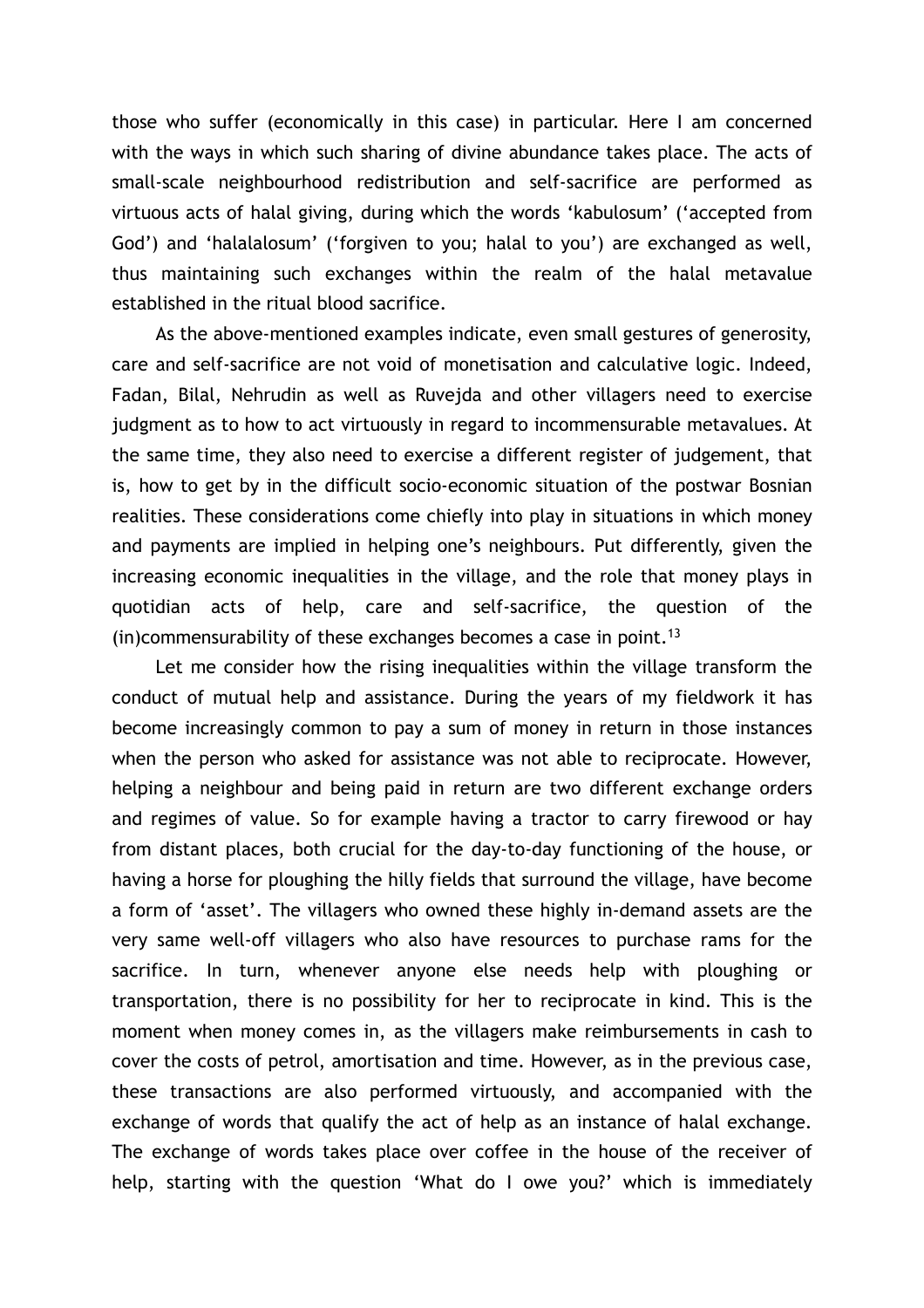those who suffer (economically in this case) in particular. Here I am concerned with the ways in which such sharing of divine abundance takes place. The acts of small-scale neighbourhood redistribution and self-sacrifice are performed as virtuous acts of halal giving, during which the words 'kabulosum' ('accepted from God') and 'halalalosum' ('forgiven to you; halal to you') are exchanged as well, thus maintaining such exchanges within the realm of the halal metavalue established in the ritual blood sacrifice.

As the above-mentioned examples indicate, even small gestures of generosity, care and self-sacrifice are not void of monetisation and calculative logic. Indeed, Fadan, Bilal, Nehrudin as well as Ruvejda and other villagers need to exercise judgment as to how to act virtuously in regard to incommensurable metavalues. At the same time, they also need to exercise a different register of judgement, that is, how to get by in the difficult socio-economic situation of the postwar Bosnian realities. These considerations come chiefly into play in situations in which money and payments are implied in helping one's neighbours. Put differently, given the increasing economic inequalities in the village, and the role that money plays in quotidian acts of help, care and self-sacrifice, the question of the (in)commensurability of these exchanges becomes a case in point.[13]

Let me consider how the rising inequalities within the village transform the conduct of mutual help and assistance. During the years of my fieldwork it has become increasingly common to pay a sum of money in return in those instances when the person who asked for assistance was not able to reciprocate. However, helping a neighbour and being paid in return are two different exchange orders and regimes of value. So for example having a tractor to carry firewood or hay from distant places, both crucial for the day-to-day functioning of the house, or having a horse for ploughing the hilly fields that surround the village, have become a form of 'asset'. The villagers who owned these highly in-demand assets are the very same well-off villagers who also have resources to purchase rams for the sacrifice. In turn, whenever anyone else needs help with ploughing or transportation, there is no possibility for her to reciprocate in kind. This is the moment when money comes in, as the villagers make reimbursements in cash to cover the costs of petrol, amortisation and time. However, as in the previous case, these transactions are also performed virtuously, and accompanied with the exchange of words that qualify the act of help as an instance of halal exchange. The exchange of words takes place over coffee in the house of the receiver of help, starting with the question 'What do I owe you?' which is immediately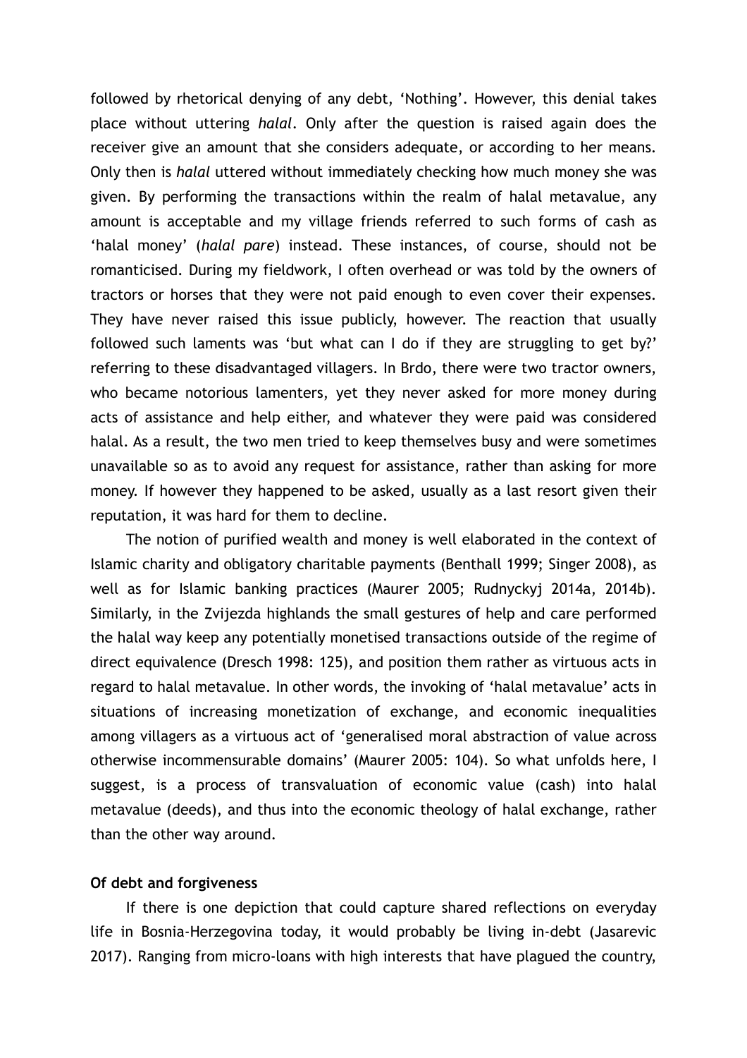followed by rhetorical denying of any debt, ‘Nothing’. However, this denial takes place without uttering *halal*. Only after the question is raised again does the receiver give an amount that she considers adequate, or according to her means. Only then is *halal* uttered without immediately checking how much money she was given. By performing the transactions within the realm of halal metavalue, any amount is acceptable and my village friends referred to such forms of cash as ‘halal money’ (*halal pare*) instead. These instances, of course, should not be romanticised. During my fieldwork, I often overhead or was told by the owners of tractors or horses that they were not paid enough to even cover their expenses. They have never raised this issue publicly, however. The reaction that usually followed such laments was ‘but what can I do if they are struggling to get by?’ referring to these disadvantaged villagers. In Brdo, there were two tractor owners, who became notorious lamenters, yet they never asked for more money during acts of assistance and help either, and whatever they were paid was considered halal. As a result, the two men tried to keep themselves busy and were sometimes unavailable so as to avoid any request for assistance, rather than asking for more money. If however they happened to be asked, usually as a last resort given their reputation, it was hard for them to decline.

The notion of purified wealth and money is well elaborated in the context of Islamic charity and obligatory charitable payments (Benthall 1999; Singer 2008), as well as for Islamic banking practices (Maurer 2005; Rudnyckyj 2014a, 2014b). Similarly, in the Zvijezda highlands the small gestures of help and care performed the halal way keep any potentially monetised transactions outside of the regime of direct equivalence (Dresch 1998: 125), and position them rather as virtuous acts in regard to halal metavalue. In other words, the invoking of ‘halal metavalue’ acts in situations of increasing monetization of exchange, and economic inequalities among villagers as a virtuous act of ‘generalised moral abstraction of value across otherwise incommensurable domains’ (Maurer 2005: 104). So what unfolds here, I suggest, is a process of transvaluation of economic value (cash) into halal metavalue (deeds), and thus into the economic theology of halal exchange, rather than the other way around.

### Of debt and forgiveness

If there is one depiction that could capture shared reflections on everyday life in Bosnia-Herzegovina today, it would probably be living in-debt (Jasarevic 2017). Ranging from micro-loans with high interests that have plagued the country,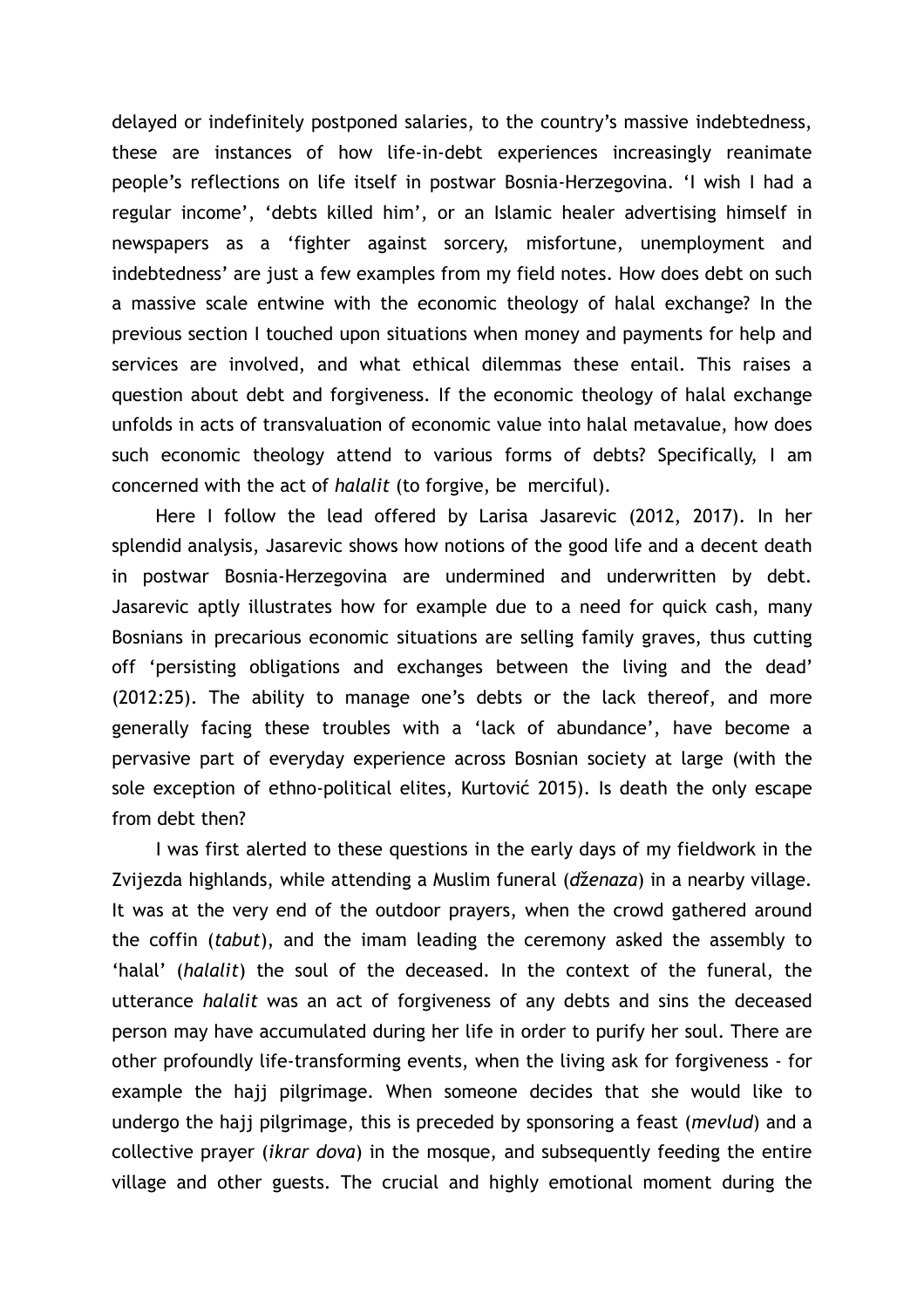delayed or indefinitely postponed salaries, to the country's massive indebtedness, these are instances of how life-in-debt experiences increasingly reanimate people's reflections on life itself in postwar Bosnia-Herzegovina. 'I wish I had a regular income', 'debts killed him', or an Islamic healer advertising himself in newspapers as a 'fighter against sorcery, misfortune, unemployment and indebtedness' are just a few examples from my field notes. How does debt on such a massive scale entwine with the economic theology of halal exchange? In the previous section I touched upon situations when money and payments for help and services are involved, and what ethical dilemmas these entail. This raises a question about debt and forgiveness. If the economic theology of halal exchange unfolds in acts of transvaluation of economic value into halal metavalue, how does such economic theology attend to various forms of debts? Specifically, I am concerned with the act of *halalit* (to forgive, be merciful).

Here I follow the lead offered by Larisa Jasarevic (2012, 2017). In her splendid analysis, Jasarevic shows how notions of the good life and a decent death in postwar Bosnia-Herzegovina are undermined and underwritten by debt. Jasarevic aptly illustrates how for example due to a need for quick cash, many Bosnians in precarious economic situations are selling family graves, thus cutting off 'persisting obligations and exchanges between the living and the dead' (2012:25). The ability to manage one's debts or the lack thereof, and more generally facing these troubles with a 'lack of abundance', have become a pervasive part of everyday experience across Bosnian society at large (with the sole exception of ethno-political elites, Kurtović 2015). Is death the only escape from debt then?

I was first alerted to these questions in the early days of my fieldwork in the Zvijezda highlands, while attending a Muslim funeral (*dženaza*) in a nearby village. It was at the very end of the outdoor prayers, when the crowd gathered around the coffin (*tabut*), and the imam leading the ceremony asked the assembly to 'halal' (*halalit*) the soul of the deceased. In the context of the funeral, the utterance *halalit* was an act of forgiveness of any debts and sins the deceased person may have accumulated during her life in order to purify her soul. There are other profoundly life-transforming events, when the living ask for forgiveness - for example the hajj pilgrimage. When someone decides that she would like to undergo the hajj pilgrimage, this is preceded by sponsoring a feast (*mevlud*) and a collective prayer (*ikrar dova*) in the mosque, and subsequently feeding the entire village and other guests. The crucial and highly emotional moment during the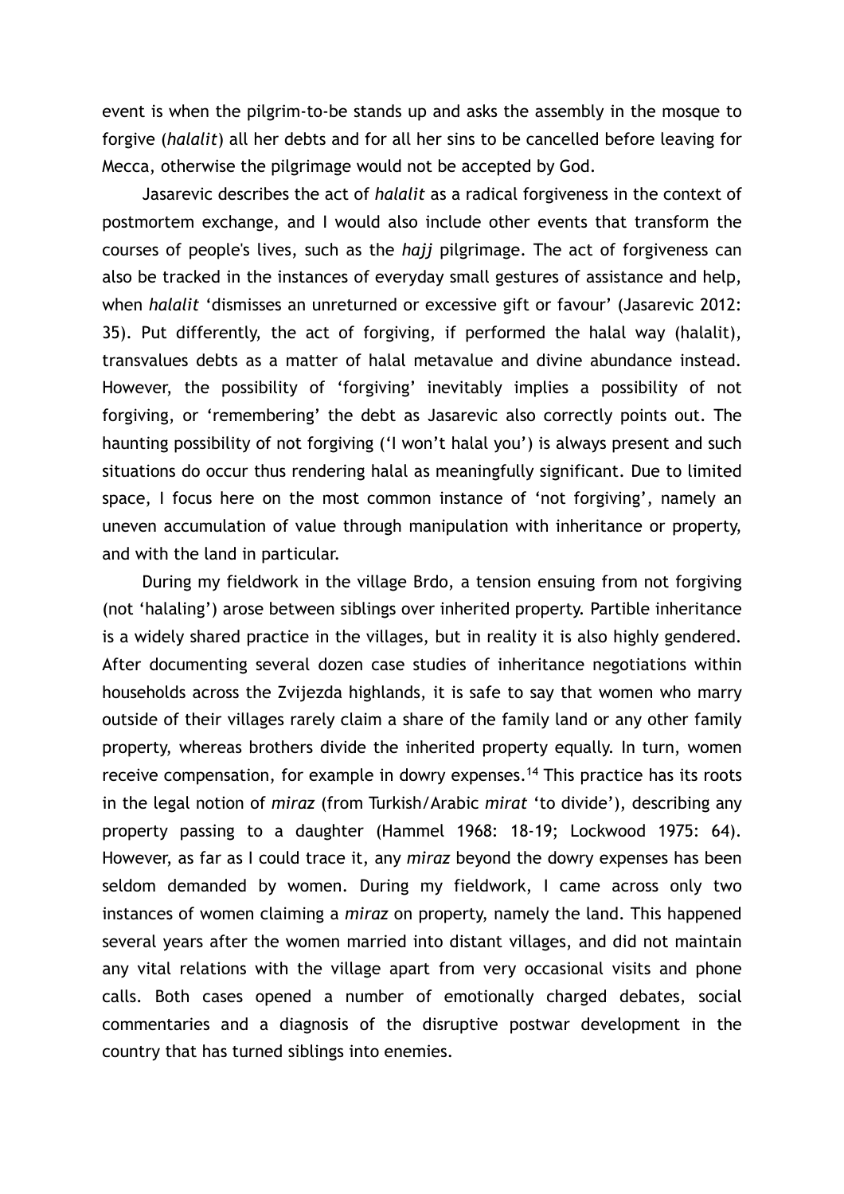event is when the pilgrim-to-be stands up and asks the assembly in the mosque to forgive (*halalit*) all her debts and for all her sins to be cancelled before leaving for Mecca, otherwise the pilgrimage would not be accepted by God.

Jasarevic describes the act of *halalit* as a radical forgiveness in the context of postmortem exchange, and I would also include other events that transform the courses of people's lives, such as the *hajj* pilgrimage. The act of forgiveness can also be tracked in the instances of everyday small gestures of assistance and help, when *halalit* 'dismisses an unreturned or excessive gift or favour' (Jasarevic 2012: 35). Put differently, the act of forgiving, if performed the halal way (halalit), transvalues debts as a matter of halal metavalue and divine abundance instead. However, the possibility of 'forgiving' inevitably implies a possibility of not forgiving, or 'remembering' the debt as Jasarevic also correctly points out. The haunting possibility of not forgiving ('I won't halal you') is always present and such situations do occur thus rendering halal as meaningfully significant. Due to limited space, I focus here on the most common instance of 'not forgiving', namely an uneven accumulation of value through manipulation with inheritance or property, and with the land in particular.

During my fieldwork in the village Brdo, a tension ensuing from not forgiving (not 'halaling') arose between siblings over inherited property. Partible inheritance is a widely shared practice in the villages, but in reality it is also highly gendered. After documenting several dozen case studies of inheritance negotiations within households across the Zvijezda highlands, it is safe to say that women who marry outside of their villages rarely claim a share of the family land or any other family property, whereas brothers divide the inherited property equally. In turn, women receive compensation, for example in dowry expenses.[14] This practice has its roots in the legal notion of *miraz* (from Turkish/Arabic *mirat* 'to divide'), describing any property passing to a daughter (Hammel 1968: 18-19; Lockwood 1975: 64). However, as far as I could trace it, any *miraz* beyond the dowry expenses has been seldom demanded by women. During my fieldwork, I came across only two instances of women claiming a *miraz* on property, namely the land. This happened several years after the women married into distant villages, and did not maintain any vital relations with the village apart from very occasional visits and phone calls. Both cases opened a number of emotionally charged debates, social commentaries and a diagnosis of the disruptive postwar development in the country that has turned siblings into enemies.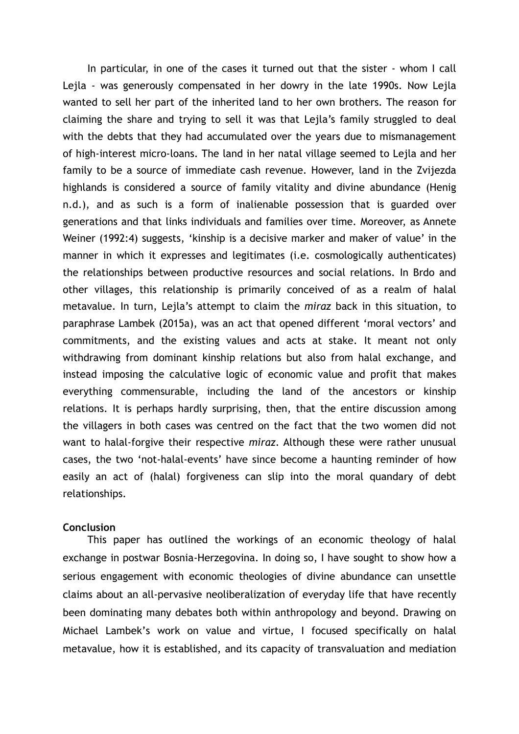In particular, in one of the cases it turned out that the sister - whom I call Lejla - was generously compensated in her dowry in the late 1990s. Now Lejla wanted to sell her part of the inherited land to her own brothers. The reason for claiming the share and trying to sell it was that Lejla's family struggled to deal with the debts that they had accumulated over the years due to mismanagement of high-interest micro-loans. The land in her natal village seemed to Lejla and her family to be a source of immediate cash revenue. However, land in the Zvijezda highlands is considered a source of family vitality and divine abundance (Henig n.d.), and as such is a form of inalienable possession that is guarded over generations and that links individuals and families over time. Moreover, as Annete Weiner (1992:4) suggests, 'kinship is a decisive marker and maker of value' in the manner in which it expresses and legitimates (i.e. cosmologically authenticates) the relationships between productive resources and social relations. In Brdo and other villages, this relationship is primarily conceived of as a realm of halal metavalue. In turn, Lejla's attempt to claim the *miraz* back in this situation, to paraphrase Lambek (2015a), was an act that opened different 'moral vectors' and commitments, and the existing values and acts at stake. It meant not only withdrawing from dominant kinship relations but also from halal exchange, and instead imposing the calculative logic of economic value and profit that makes everything commensurable, including the land of the ancestors or kinship relations. It is perhaps hardly surprising, then, that the entire discussion among the villagers in both cases was centred on the fact that the two women did not want to halal-forgive their respective *miraz*. Although these were rather unusual cases, the two 'not-halal-events' have since become a haunting reminder of how easily an act of (halal) forgiveness can slip into the moral quandary of debt relationships.

## Conclusion

This paper has outlined the workings of an economic theology of halal exchange in postwar Bosnia-Herzegovina. In doing so, I have sought to show how a serious engagement with economic theologies of divine abundance can unsettle claims about an all-pervasive neoliberalization of everyday life that have recently been dominating many debates both within anthropology and beyond. Drawing on Michael Lambek's work on value and virtue, I focused specifically on halal metavalue, how it is established, and its capacity of transvaluation and mediation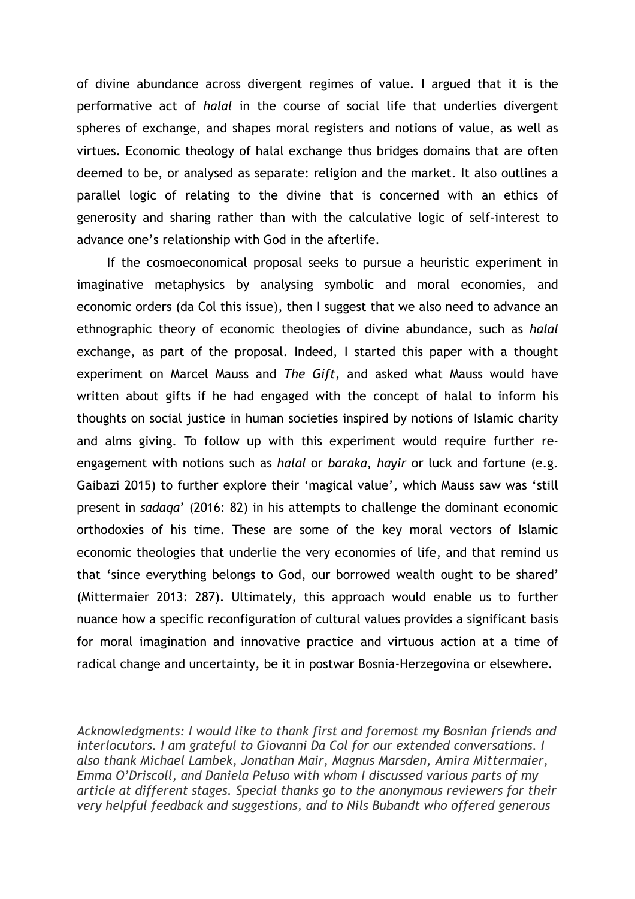of divine abundance across divergent regimes of value. I argued that it is the performative act of *halal* in the course of social life that underlies divergent spheres of exchange, and shapes moral registers and notions of value, as well as virtues. Economic theology of halal exchange thus bridges domains that are often deemed to be, or analysed as separate: religion and the market. It also outlines a parallel logic of relating to the divine that is concerned with an ethics of generosity and sharing rather than with the calculative logic of self-interest to advance one's relationship with God in the afterlife.

If the cosmoeconomical proposal seeks to pursue a heuristic experiment in imaginative metaphysics by analysing symbolic and moral economies, and economic orders (da Col this issue), then I suggest that we also need to advance an ethnographic theory of economic theologies of divine abundance, such as *halal* exchange, as part of the proposal. Indeed, I started this paper with a thought experiment on Marcel Mauss and *The Gift*, and asked what Mauss would have written about gifts if he had engaged with the concept of halal to inform his thoughts on social justice in human societies inspired by notions of Islamic charity and alms giving. To follow up with this experiment would require further re-engagement with notions such as *halal* or *baraka, hayir* or luck and fortune (e.g. Gaibazi 2015) to further explore their 'magical value', which Mauss saw was 'still present in *sadaqa*' (2016: 82) in his attempts to challenge the dominant economic orthodoxies of his time. These are some of the key moral vectors of Islamic economic theologies that underlie the very economies of life, and that remind us that 'since everything belongs to God, our borrowed wealth ought to be shared' (Mittermaier 2013: 287). Ultimately, this approach would enable us to further nuance how a specific reconfiguration of cultural values provides a significant basis for moral imagination and innovative practice and virtuous action at a time of radical change and uncertainty, be it in postwar Bosnia-Herzegovina or elsewhere.

*Acknowledgments: I would like to thank first and foremost my Bosnian friends and interlocutors. I am grateful to Giovanni Da Col for our extended conversations. I also thank Michael Lambek, Jonathan Mair, Magnus Marsden, Amira Mittermaier, Emma O'Driscoll, and Daniela Peluso with whom I discussed various parts of my article at different stages. Special thanks go to the anonymous reviewers for their very helpful feedback and suggestions, and to Nils Bubandt who offered generous*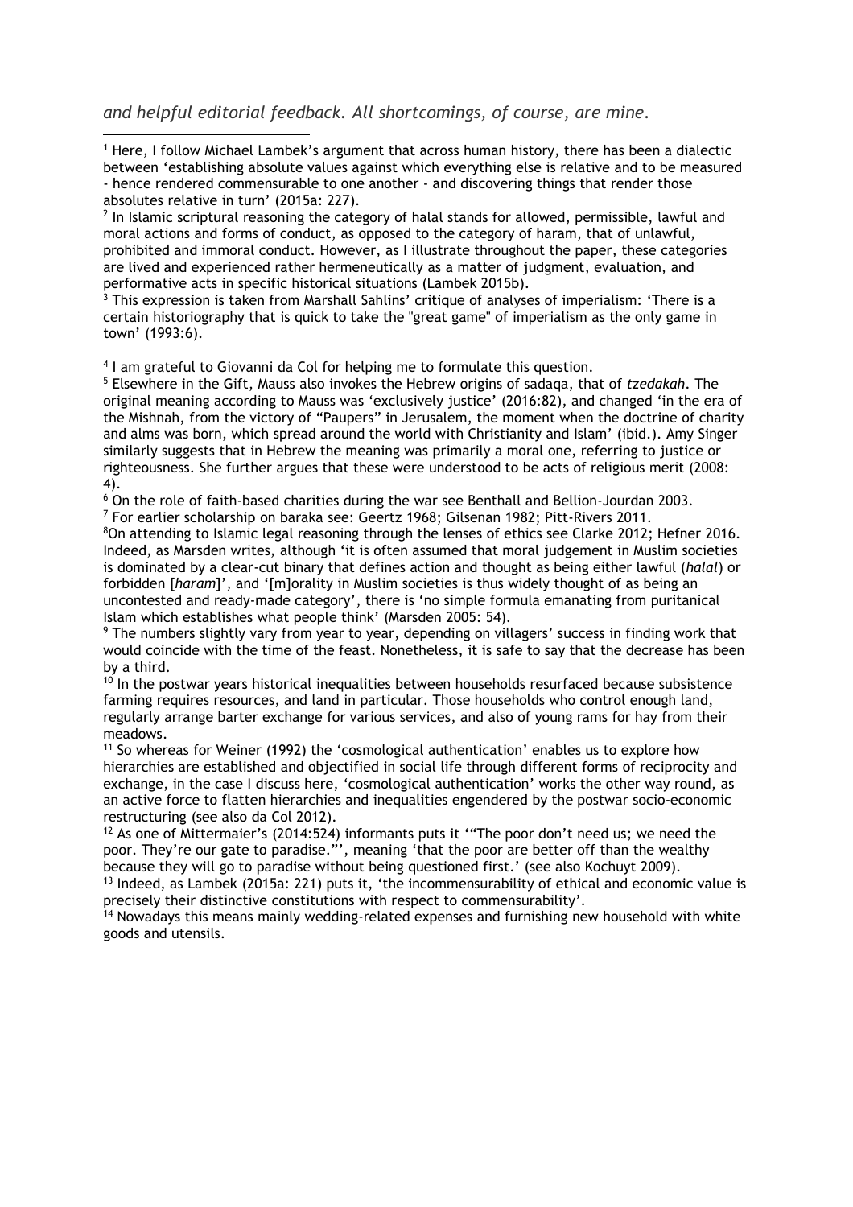*and helpful editorial feedback. All shortcomings, of course, are mine.*

---

[1] Here, I follow Michael Lambek's argument that across human history, there has been a dialectic between 'establishing absolute values against which everything else is relative and to be measured - hence rendered commensurable to one another - and discovering things that render those absolutes relative in turn' (2015a: 227).

[2] In Islamic scriptural reasoning the category of halal stands for allowed, permissible, lawful and moral actions and forms of conduct, as opposed to the category of haram, that of unlawful, prohibited and immoral conduct. However, as I illustrate throughout the paper, these categories are lived and experienced rather hermeneutically as a matter of judgment, evaluation, and performative acts in specific historical situations (Lambek 2015b).

[3] This expression is taken from Marshall Sahlins' critique of analyses of imperialism: 'There is a certain historiography that is quick to take the "great game" of imperialism as the only game in town' (1993:6).

[4] I am grateful to Giovanni da Col for helping me to formulate this question.

[5] Elsewhere in the Gift, Mauss also invokes the Hebrew origins of sadaqa, that of *tzedakah*. The original meaning according to Mauss was 'exclusively justice' (2016:82), and changed 'in the era of the Mishnah, from the victory of "Paupers" in Jerusalem, the moment when the doctrine of charity and alms was born, which spread around the world with Christianity and Islam' (ibid.). Amy Singer similarly suggests that in Hebrew the meaning was primarily a moral one, referring to justice or righteousness. She further argues that these were understood to be acts of religious merit (2008: 4).

[6] On the role of faith-based charities during the war see Benthall and Bellion-Jourdan 2003.

[7] For earlier scholarship on baraka see: Geertz 1968; Gilsenan 1982; Pitt-Rivers 2011.

[8] On attending to Islamic legal reasoning through the lenses of ethics see Clarke 2012; Hefner 2016. Indeed, as Marsden writes, although 'it is often assumed that moral judgement in Muslim societies is dominated by a clear-cut binary that defines action and thought as being either lawful (*halal*) or forbidden [*haram*]', and '[m]orality in Muslim societies is thus widely thought of as being an uncontested and ready-made category', there is 'no simple formula emanating from puritanical Islam which establishes what people think' (Marsden 2005: 54).

[9] The numbers slightly vary from year to year, depending on villagers' success in finding work that would coincide with the time of the feast. Nonetheless, it is safe to say that the decrease has been by a third.

[10] In the postwar years historical inequalities between households resurfaced because subsistence farming requires resources, and land in particular. Those households who control enough land, regularly arrange barter exchange for various services, and also of young rams for hay from their meadows.

[11] So whereas for Weiner (1992) the 'cosmological authentication' enables us to explore how hierarchies are established and objectified in social life through different forms of reciprocity and exchange, in the case I discuss here, 'cosmological authentication' works the other way round, as an active force to flatten hierarchies and inequalities engendered by the postwar socio-economic restructuring (see also da Col 2012).

[12] As one of Mittermaier's (2014:524) informants puts it '"The poor don't need us; we need the poor. They're our gate to paradise."', meaning 'that the poor are better off than the wealthy because they will go to paradise without being questioned first.' (see also Kochuyt 2009).

[13] Indeed, as Lambek (2015a: 221) puts it, 'the incommensurability of ethical and economic value is precisely their distinctive constitutions with respect to commensurability'.

[14] Nowadays this means mainly wedding-related expenses and furnishing new household with white goods and utensils.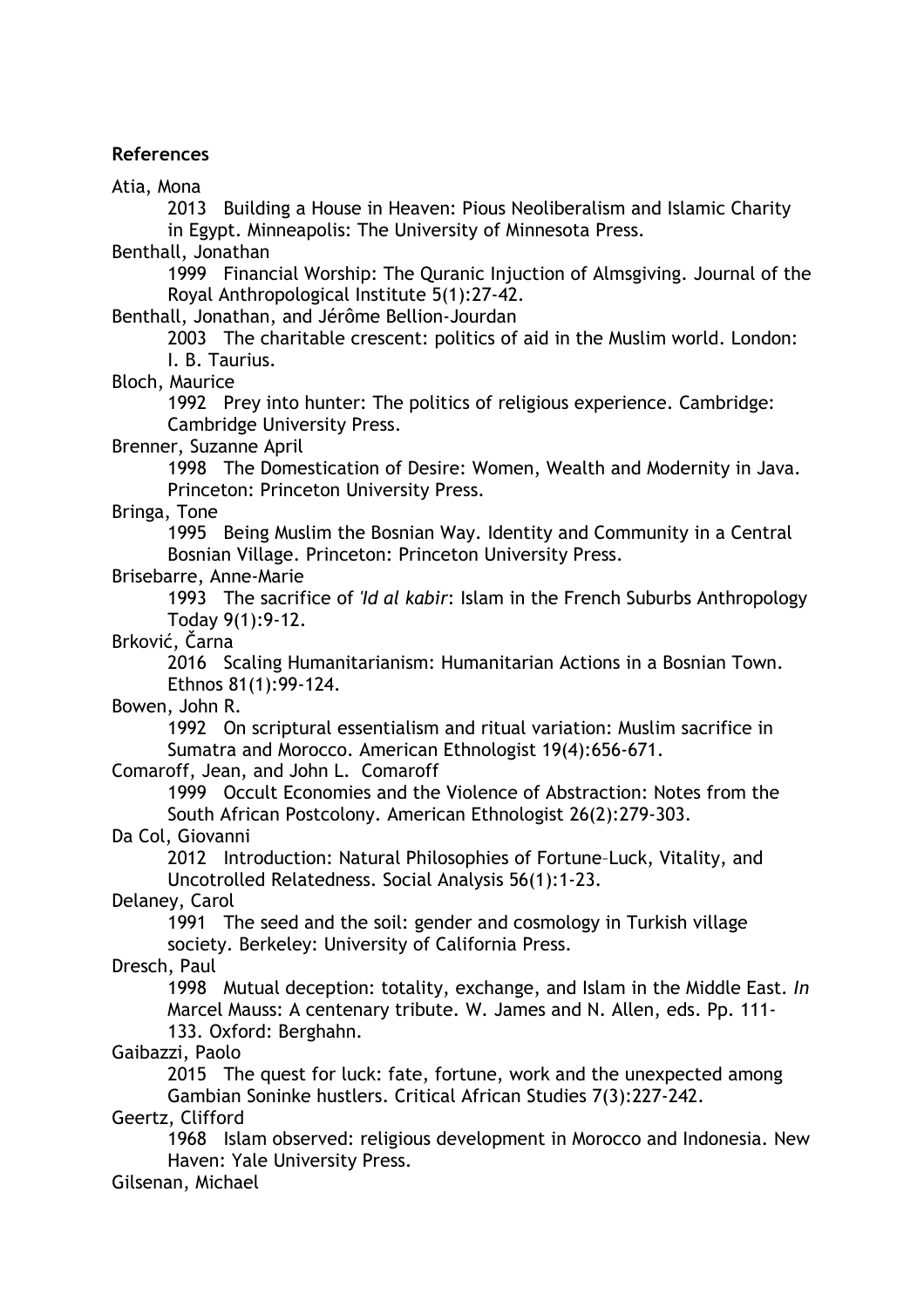**References**

Atia, Mona

2013 Building a House in Heaven: Pious Neoliberalism and Islamic Charity in Egypt. Minneapolis: The University of Minnesota Press.

Benthall, Jonathan

1999 Financial Worship: The Quranic Injuction of Almsgiving. Journal of the Royal Anthropological Institute 5(1):27-42.

Benthall, Jonathan, and Jérôme Bellion-Jourdan

2003 The charitable crescent: politics of aid in the Muslim world. London: I. B. Taurius.

Bloch, Maurice

1992 Prey into hunter: The politics of religious experience. Cambridge: Cambridge University Press.

Brenner, Suzanne April

1998 The Domestication of Desire: Women, Wealth and Modernity in Java. Princeton: Princeton University Press.

Bringa, Tone

1995 Being Muslim the Bosnian Way. Identity and Community in a Central Bosnian Village. Princeton: Princeton University Press.

Brisebarre, Anne-Marie

1993 The sacrifice of *'Id al kabir*: Islam in the French Suburbs Anthropology Today 9(1):9-12.

Brković, Čarna

2016 Scaling Humanitarianism: Humanitarian Actions in a Bosnian Town. Ethnos 81(1):99-124.

Bowen, John R.

1992 On scriptural essentialism and ritual variation: Muslim sacrifice in Sumatra and Morocco. American Ethnologist 19(4):656-671.

Comaroff, Jean, and John L. Comaroff

1999 Occult Economies and the Violence of Abstraction: Notes from the South African Postcolony. American Ethnologist 26(2):279-303.

Da Col, Giovanni

2012 Introduction: Natural Philosophies of Fortune–Luck, Vitality, and Uncotrolled Relatedness. Social Analysis 56(1):1-23.

Delaney, Carol

1991 The seed and the soil: gender and cosmology in Turkish village society. Berkeley: University of California Press.

Dresch, Paul

1998 Mutual deception: totality, exchange, and Islam in the Middle East. *In* Marcel Mauss: A centenary tribute. W. James and N. Allen, eds. Pp. 111-133. Oxford: Berghahn.

Gaibazzi, Paolo

2015 The quest for luck: fate, fortune, work and the unexpected among Gambian Soninke hustlers. Critical African Studies 7(3):227-242.

Geertz, Clifford

1968 Islam observed: religious development in Morocco and Indonesia. New Haven: Yale University Press.

Gilsenan, Michael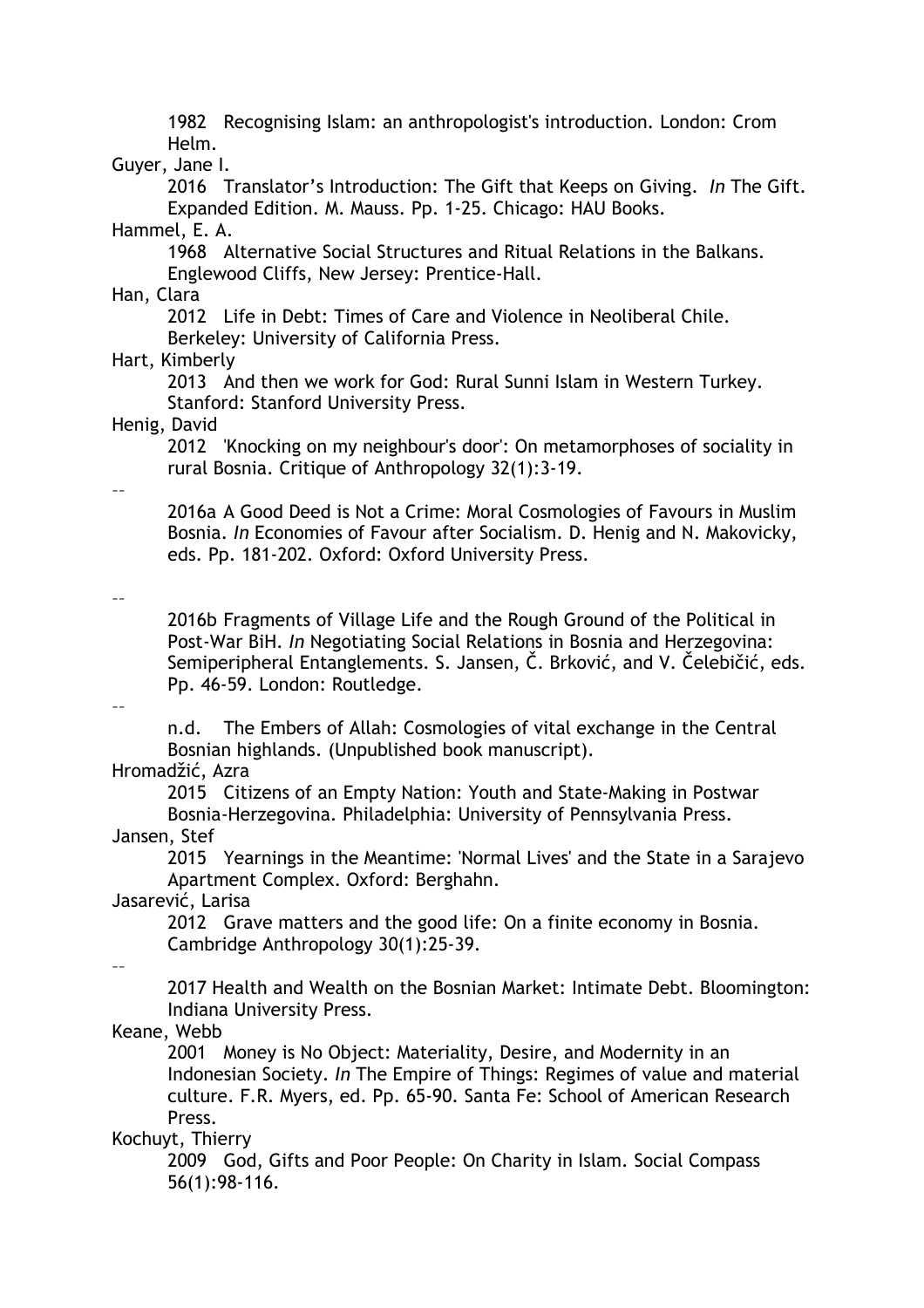1982 Recognising Islam: an anthropologist's introduction. London: Crom Helm.

Guyer, Jane I.

2016 Translator's Introduction: The Gift that Keeps on Giving. *In* The Gift. Expanded Edition. M. Mauss. Pp. 1-25. Chicago: HAU Books.

Hammel, E. A.

1968 Alternative Social Structures and Ritual Relations in the Balkans. Englewood Cliffs, New Jersey: Prentice-Hall.

Han, Clara

2012 Life in Debt: Times of Care and Violence in Neoliberal Chile. Berkeley: University of California Press.

Hart, Kimberly

2013 And then we work for God: Rural Sunni Islam in Western Turkey. Stanford: Stanford University Press.

Henig, David

2012 'Knocking on my neighbour's door': On metamorphoses of sociality in rural Bosnia. Critique of Anthropology 32(1):3-19.

--

2016a A Good Deed is Not a Crime: Moral Cosmologies of Favours in Muslim Bosnia. *In* Economies of Favour after Socialism. D. Henig and N. Makovicky, eds. Pp. 181-202. Oxford: Oxford University Press.

--

2016b Fragments of Village Life and the Rough Ground of the Political in Post-War BiH. *In* Negotiating Social Relations in Bosnia and Herzegovina: Semiperipheral Entanglements. S. Jansen, Č. Brković, and V. Čelebičić, eds. Pp. 46-59. London: Routledge.

--

n.d. The Embers of Allah: Cosmologies of vital exchange in the Central Bosnian highlands. (Unpublished book manuscript).

Hromadžić, Azra

2015 Citizens of an Empty Nation: Youth and State-Making in Postwar Bosnia-Herzegovina. Philadelphia: University of Pennsylvania Press.

Jansen, Stef

2015 Yearnings in the Meantime: 'Normal Lives' and the State in a Sarajevo Apartment Complex. Oxford: Berghahn.

Jasarević, Larisa

2012 Grave matters and the good life: On a finite economy in Bosnia. Cambridge Anthropology 30(1):25-39.

--

2017 Health and Wealth on the Bosnian Market: Intimate Debt. Bloomington: Indiana University Press.

Keane, Webb

2001 Money is No Object: Materiality, Desire, and Modernity in an Indonesian Society. *In* The Empire of Things: Regimes of value and material culture. F.R. Myers, ed. Pp. 65-90. Santa Fe: School of American Research Press.

Kochuyt, Thierry

2009 God, Gifts and Poor People: On Charity in Islam. Social Compass 56(1):98-116.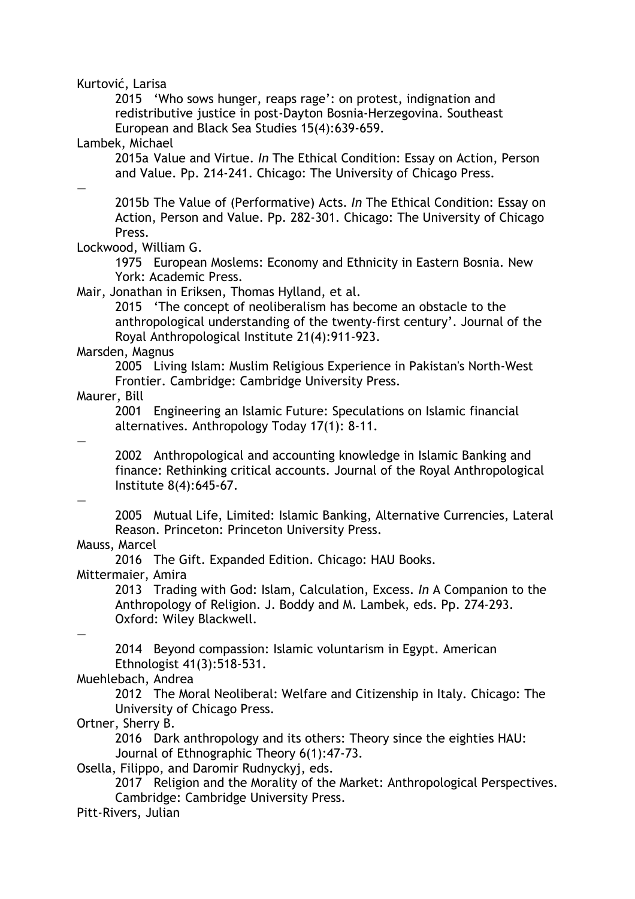Kurtović, Larisa

2015 'Who sows hunger, reaps rage': on protest, indignation and redistributive justice in post-Dayton Bosnia-Herzegovina. Southeast European and Black Sea Studies 15(4):639-659.

Lambek, Michael

2015a Value and Virtue. *In* The Ethical Condition: Essay on Action, Person and Value. Pp. 214-241. Chicago: The University of Chicago Press.

—

2015b The Value of (Performative) Acts. *In* The Ethical Condition: Essay on Action, Person and Value. Pp. 282-301. Chicago: The University of Chicago Press.

Lockwood, William G.

1975 European Moslems: Economy and Ethnicity in Eastern Bosnia. New York: Academic Press.

Mair, Jonathan in Eriksen, Thomas Hylland, et al.

2015 'The concept of neoliberalism has become an obstacle to the anthropological understanding of the twenty-first century'. Journal of the Royal Anthropological Institute 21(4):911-923.

Marsden, Magnus

2005 Living Islam: Muslim Religious Experience in Pakistan's North-West Frontier. Cambridge: Cambridge University Press.

Maurer, Bill

2001 Engineering an Islamic Future: Speculations on Islamic financial alternatives. Anthropology Today 17(1): 8-11.

—

2002 Anthropological and accounting knowledge in Islamic Banking and finance: Rethinking critical accounts. Journal of the Royal Anthropological Institute 8(4):645-67.

—

2005 Mutual Life, Limited: Islamic Banking, Alternative Currencies, Lateral Reason. Princeton: Princeton University Press.

Mauss, Marcel

2016 The Gift. Expanded Edition. Chicago: HAU Books.

Mittermaier, Amira

2013 Trading with God: Islam, Calculation, Excess. *In* A Companion to the Anthropology of Religion. J. Boddy and M. Lambek, eds. Pp. 274-293. Oxford: Wiley Blackwell.

—

2014 Beyond compassion: Islamic voluntarism in Egypt. American Ethnologist 41(3):518-531.

Muehlebach, Andrea

2012 The Moral Neoliberal: Welfare and Citizenship in Italy. Chicago: The University of Chicago Press.

Ortner, Sherry B.

2016 Dark anthropology and its others: Theory since the eighties HAU: Journal of Ethnographic Theory 6(1):47-73.

Osella, Filippo, and Daromir Rudnyckyj, eds.

2017 Religion and the Morality of the Market: Anthropological Perspectives. Cambridge: Cambridge University Press.

Pitt-Rivers, Julian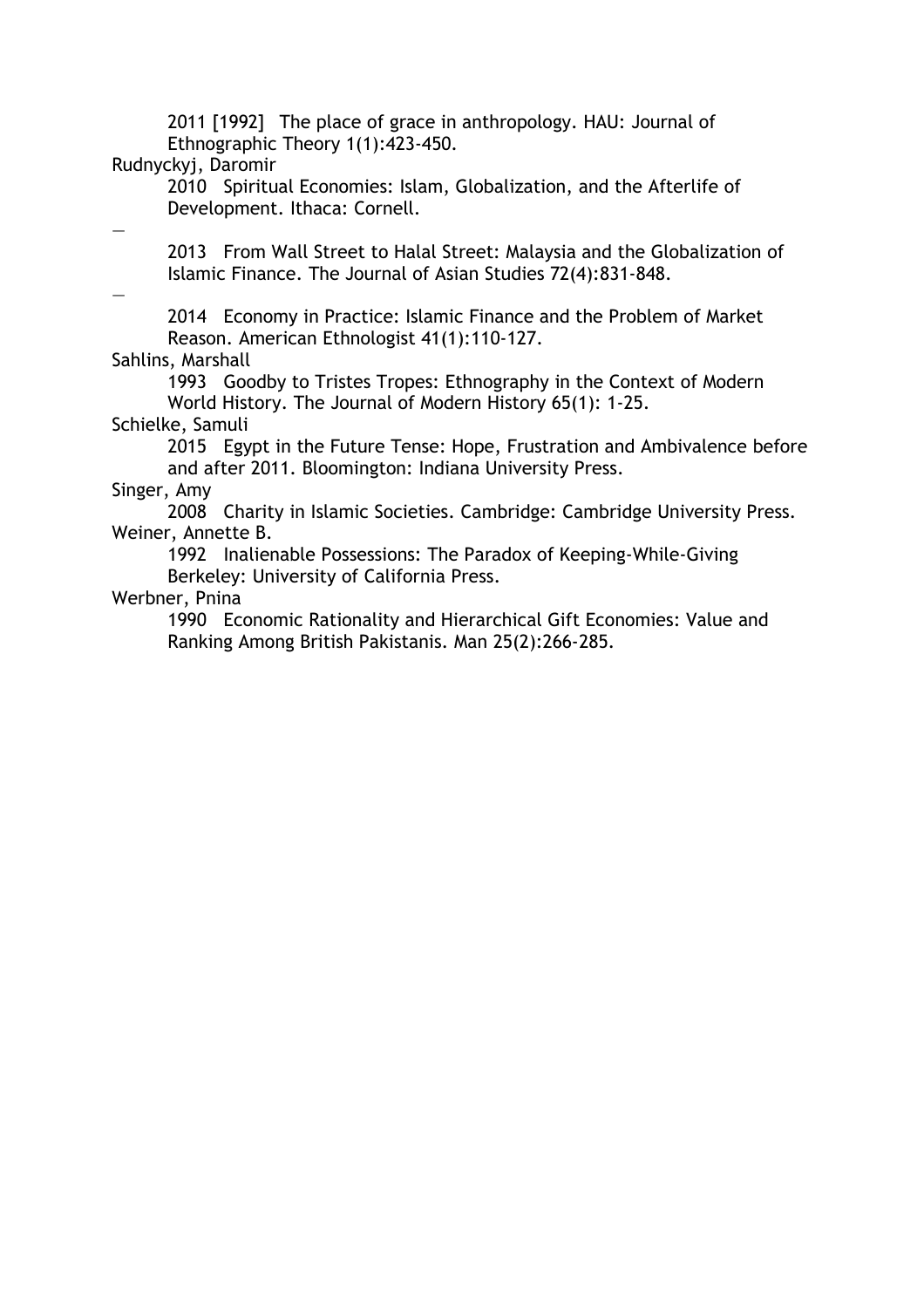2011 [1992] The place of grace in anthropology. HAU: Journal of Ethnographic Theory 1(1):423-450.

Rudnyckyj, Daromir

2010 Spiritual Economies: Islam, Globalization, and the Afterlife of Development. Ithaca: Cornell.

—

2013 From Wall Street to Halal Street: Malaysia and the Globalization of Islamic Finance. The Journal of Asian Studies 72(4):831-848.

—

2014 Economy in Practice: Islamic Finance and the Problem of Market Reason. American Ethnologist 41(1):110-127.

Sahlins, Marshall

1993 Goodby to Tristes Tropes: Ethnography in the Context of Modern World History. The Journal of Modern History 65(1): 1-25.

Schielke, Samuli

2015 Egypt in the Future Tense: Hope, Frustration and Ambivalence before and after 2011. Bloomington: Indiana University Press.

Singer, Amy

2008 Charity in Islamic Societies. Cambridge: Cambridge University Press.

Weiner, Annette B.

1992 Inalienable Possessions: The Paradox of Keeping-While-Giving Berkeley: University of California Press.

Werbner, Pnina

1990 Economic Rationality and Hierarchical Gift Economies: Value and Ranking Among British Pakistanis. Man 25(2):266-285.